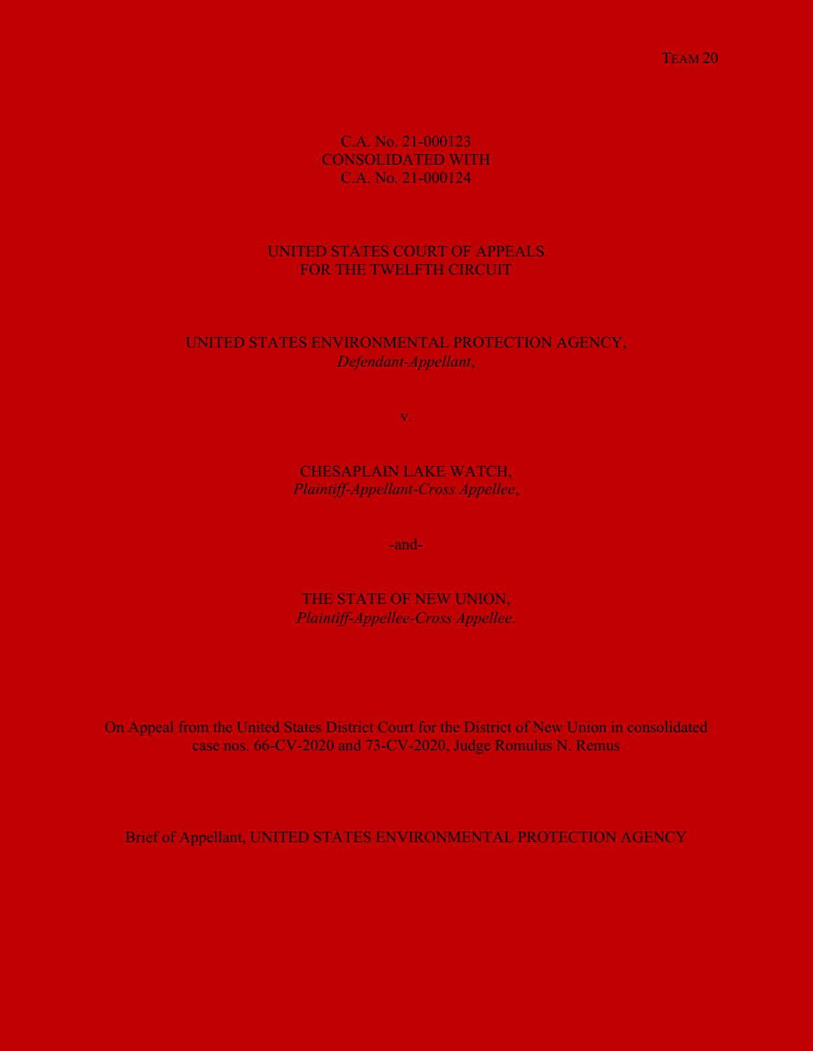TEAM 20

C.A. No. 21-000123
CONSOLIDATED WITH
C.A. No. 21-000124

UNITED STATES COURT OF APPEALS
FOR THE TWELFTH CIRCUIT

UNITED STATES ENVIRONMENTAL PROTECTION AGENCY,
*Defendant-Appellant*,

v.

CHESAPLAIN LAKE WATCH,
*Plaintiff-Appellant-Cross Appellee*,

-and-

THE STATE OF NEW UNION,
*Plaintiff-Appellee-Cross Appellee*.

On Appeal from the United States District Court for the District of New Union in consolidated case nos. 66-CV-2020 and 73-CV-2020, Judge Romulus N. Remus

Brief of Appellant, UNITED STATES ENVIRONMENTAL PROTECTION AGENCY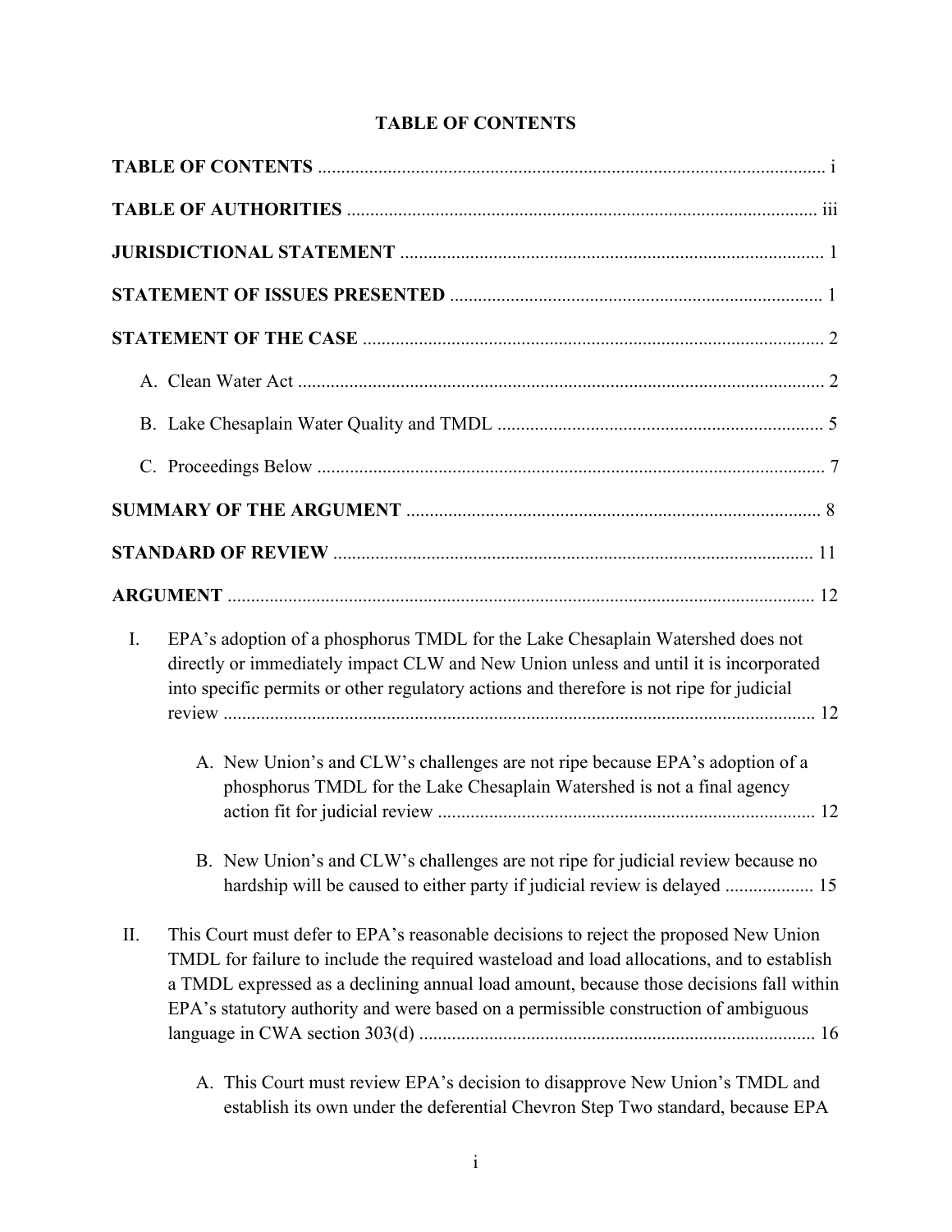## TABLE OF CONTENTS

**TABLE OF CONTENTS** .......................................................................................................... i

**TABLE OF AUTHORITIES** .................................................................................................. iii

**JURISDICTIONAL STATEMENT** ........................................................................................ 1

**STATEMENT OF ISSUES PRESENTED** ............................................................................. 1

**STATEMENT OF THE CASE** ................................................................................................ 2

A. Clean Water Act ............................................................................................................... 2

B. Lake Chesaplain Water Quality and TMDL .................................................................... 5

C. Proceedings Below ........................................................................................................... 7

**SUMMARY OF THE ARGUMENT** ...................................................................................... 8

**STANDARD OF REVIEW** .................................................................................................... 11

**ARGUMENT** ........................................................................................................................... 12

I. EPA's adoption of a phosphorus TMDL for the Lake Chesaplain Watershed does not directly or immediately impact CLW and New Union unless and until it is incorporated into specific permits or other regulatory actions and therefore is not ripe for judicial review ............................................................................................................................ 12

   A. New Union's and CLW's challenges are not ripe because EPA's adoption of a phosphorus TMDL for the Lake Chesaplain Watershed is not a final agency action fit for judicial review ................................................................................ 12

   B. New Union's and CLW's challenges are not ripe for judicial review because no hardship will be caused to either party if judicial review is delayed ................... 15

II. This Court must defer to EPA's reasonable decisions to reject the proposed New Union TMDL for failure to include the required wasteload and load allocations, and to establish a TMDL expressed as a declining annual load amount, because those decisions fall within EPA's statutory authority and were based on a permissible construction of ambiguous language in CWA section 303(d) ..................................................................................... 16

   A. This Court must review EPA's decision to disapprove New Union's TMDL and establish its own under the deferential Chevron Step Two standard, because EPA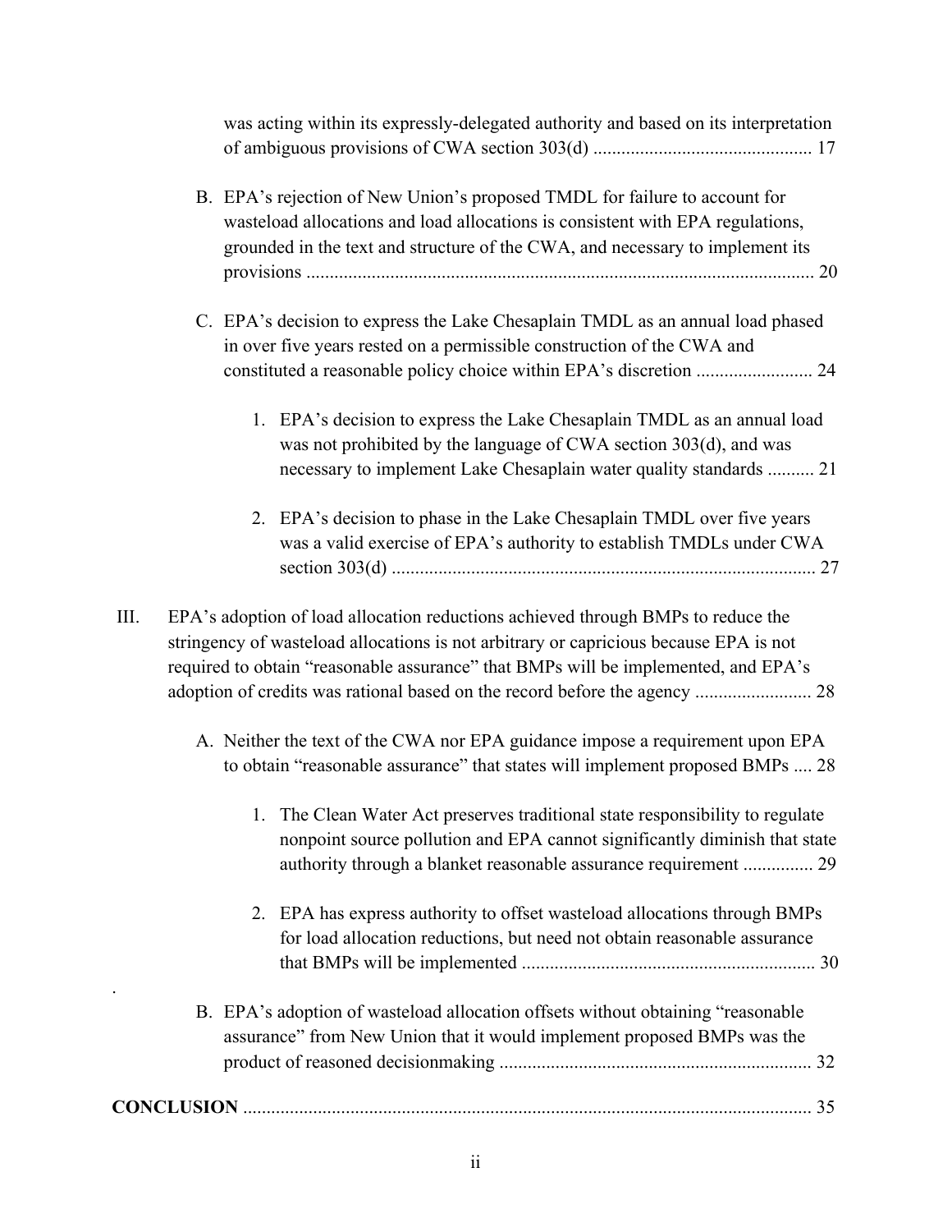was acting within its expressly-delegated authority and based on its interpretation of ambiguous provisions of CWA section 303(d) .............................................. 17

B. EPA's rejection of New Union's proposed TMDL for failure to account for wasteload allocations and load allocations is consistent with EPA regulations, grounded in the text and structure of the CWA, and necessary to implement its provisions ............................................................................................................ 20

C. EPA's decision to express the Lake Chesaplain TMDL as an annual load phased in over five years rested on a permissible construction of the CWA and constituted a reasonable policy choice within EPA's discretion ......................... 24

1. EPA's decision to express the Lake Chesaplain TMDL as an annual load was not prohibited by the language of CWA section 303(d), and was necessary to implement Lake Chesaplain water quality standards .......... 21

2. EPA's decision to phase in the Lake Chesaplain TMDL over five years was a valid exercise of EPA's authority to establish TMDLs under CWA section 303(d) .......................................................................................... 27

III. EPA's adoption of load allocation reductions achieved through BMPs to reduce the stringency of wasteload allocations is not arbitrary or capricious because EPA is not required to obtain "reasonable assurance" that BMPs will be implemented, and EPA's adoption of credits was rational based on the record before the agency ......................... 28

A. Neither the text of the CWA nor EPA guidance impose a requirement upon EPA to obtain "reasonable assurance" that states will implement proposed BMPs .... 28

1. The Clean Water Act preserves traditional state responsibility to regulate nonpoint source pollution and EPA cannot significantly diminish that state authority through a blanket reasonable assurance requirement ............... 29

2. EPA has express authority to offset wasteload allocations through BMPs for load allocation reductions, but need not obtain reasonable assurance that BMPs will be implemented .............................................................. 30

B. EPA's adoption of wasteload allocation offsets without obtaining "reasonable assurance" from New Union that it would implement proposed BMPs was the product of reasoned decisionmaking .................................................................. 32

**CONCLUSION** ......................................................................................................... 35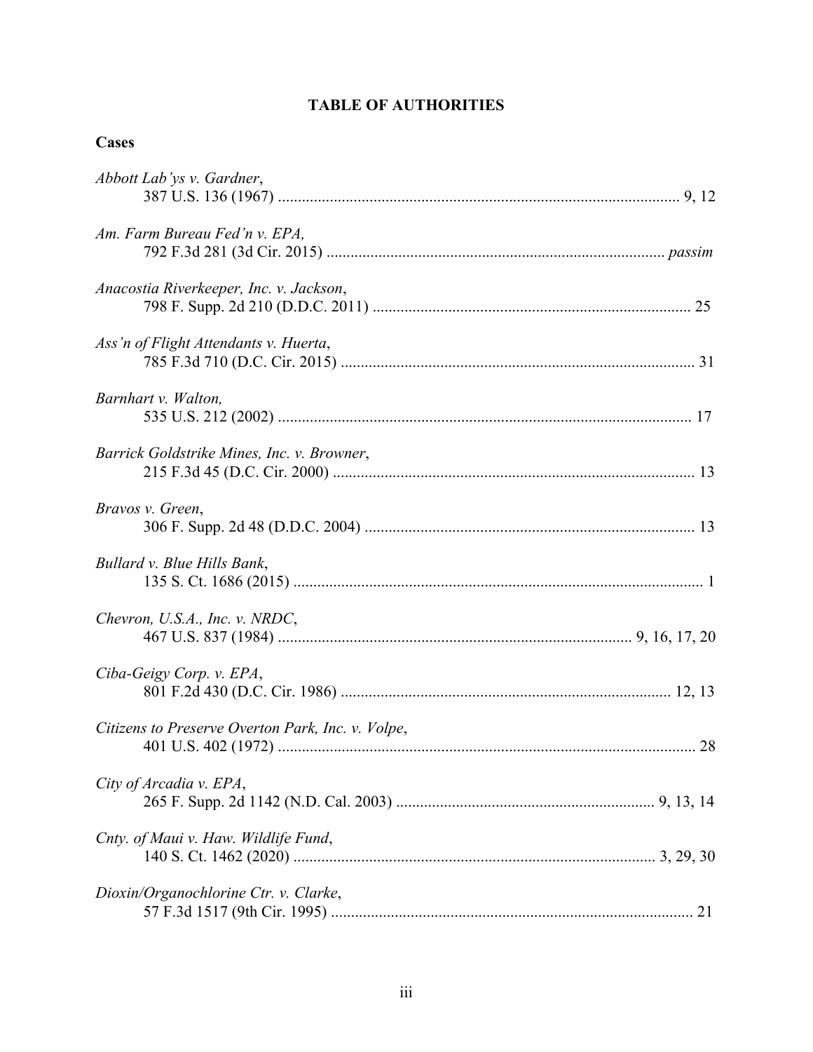## TABLE OF AUTHORITIES

### Cases

*Abbott Lab'ys v. Gardner*,
387 U.S. 136 (1967) .................................................................................................... 9, 12

*Am. Farm Bureau Fed'n v. EPA,*
792 F.3d 281 (3d Cir. 2015) ..................................................................................... *passim*

*Anacostia Riverkeeper, Inc. v. Jackson*,
798 F. Supp. 2d 210 (D.D.C. 2011) ............................................................................... 25

*Ass'n of Flight Attendants v. Huerta*,
785 F.3d 710 (D.C. Cir. 2015) ........................................................................................ 31

*Barnhart v. Walton,*
535 U.S. 212 (2002) ....................................................................................................... 17

*Barrick Goldstrike Mines, Inc. v. Browner*,
215 F.3d 45 (D.C. Cir. 2000) .......................................................................................... 13

*Bravos v. Green*,
306 F. Supp. 2d 48 (D.D.C. 2004) .................................................................................. 13

*Bullard v. Blue Hills Bank*,
135 S. Ct. 1686 (2015) ...................................................................................................... 1

*Chevron, U.S.A., Inc. v. NRDC*,
467 U.S. 837 (1984) ........................................................................................ 9, 16, 17, 20

*Ciba-Geigy Corp. v. EPA*,
801 F.2d 430 (D.C. Cir. 1986) .................................................................................. 12, 13

*Citizens to Preserve Overton Park, Inc. v. Volpe*,
401 U.S. 402 (1972) ........................................................................................................ 28

*City of Arcadia v. EPA*,
265 F. Supp. 2d 1142 (N.D. Cal. 2003) ................................................................ 9, 13, 14

*Cnty. of Maui v. Haw. Wildlife Fund*,
140 S. Ct. 1462 (2020) .......................................................................................... 3, 29, 30

*Dioxin/Organochlorine Ctr. v. Clarke*,
57 F.3d 1517 (9th Cir. 1995) .......................................................................................... 21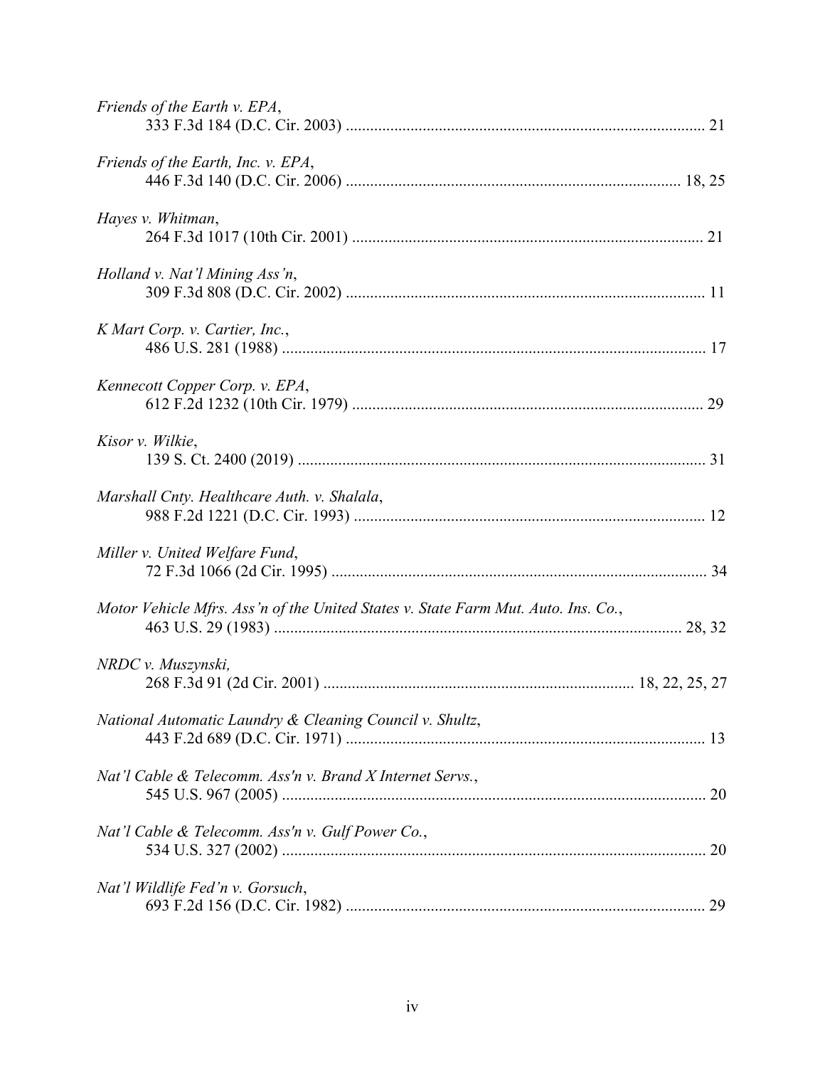*Friends of the Earth v. EPA*,
333 F.3d 184 (D.C. Cir. 2003) ........................................................................................ 21

*Friends of the Earth, Inc. v. EPA*,
446 F.3d 140 (D.C. Cir. 2006) .................................................................................. 18, 25

*Hayes v. Whitman*,
264 F.3d 1017 (10th Cir. 2001) ..................................................................................... 21

*Holland v. Nat'l Mining Ass'n*,
309 F.3d 808 (D.C. Cir. 2002) ........................................................................................ 11

*K Mart Corp. v. Cartier, Inc.*,
486 U.S. 281 (1988) ........................................................................................................ 17

*Kennecott Copper Corp. v. EPA*,
612 F.2d 1232 (10th Cir. 1979) ...................................................................................... 29

*Kisor v. Wilkie*,
139 S. Ct. 2400 (2019) .................................................................................................... 31

*Marshall Cnty. Healthcare Auth. v. Shalala*,
988 F.2d 1221 (D.C. Cir. 1993) ...................................................................................... 12

*Miller v. United Welfare Fund*,
72 F.3d 1066 (2d Cir. 1995) ............................................................................................ 34

*Motor Vehicle Mfrs. Ass'n of the United States v. State Farm Mut. Auto. Ins. Co.*,
463 U.S. 29 (1983) .................................................................................................... 28, 32

*NRDC v. Muszynski,*
268 F.3d 91 (2d Cir. 2001) ............................................................................ 18, 22, 25, 27

*National Automatic Laundry & Cleaning Council v. Shultz*,
443 F.2d 689 (D.C. Cir. 1971) ........................................................................................ 13

*Nat'l Cable & Telecomm. Ass'n v. Brand X Internet Servs.*,
545 U.S. 967 (2005) ........................................................................................................ 20

*Nat'l Cable & Telecomm. Ass'n v. Gulf Power Co.*,
534 U.S. 327 (2002) ........................................................................................................ 20

*Nat'l Wildlife Fed'n v. Gorsuch*,
693 F.2d 156 (D.C. Cir. 1982) ........................................................................................ 29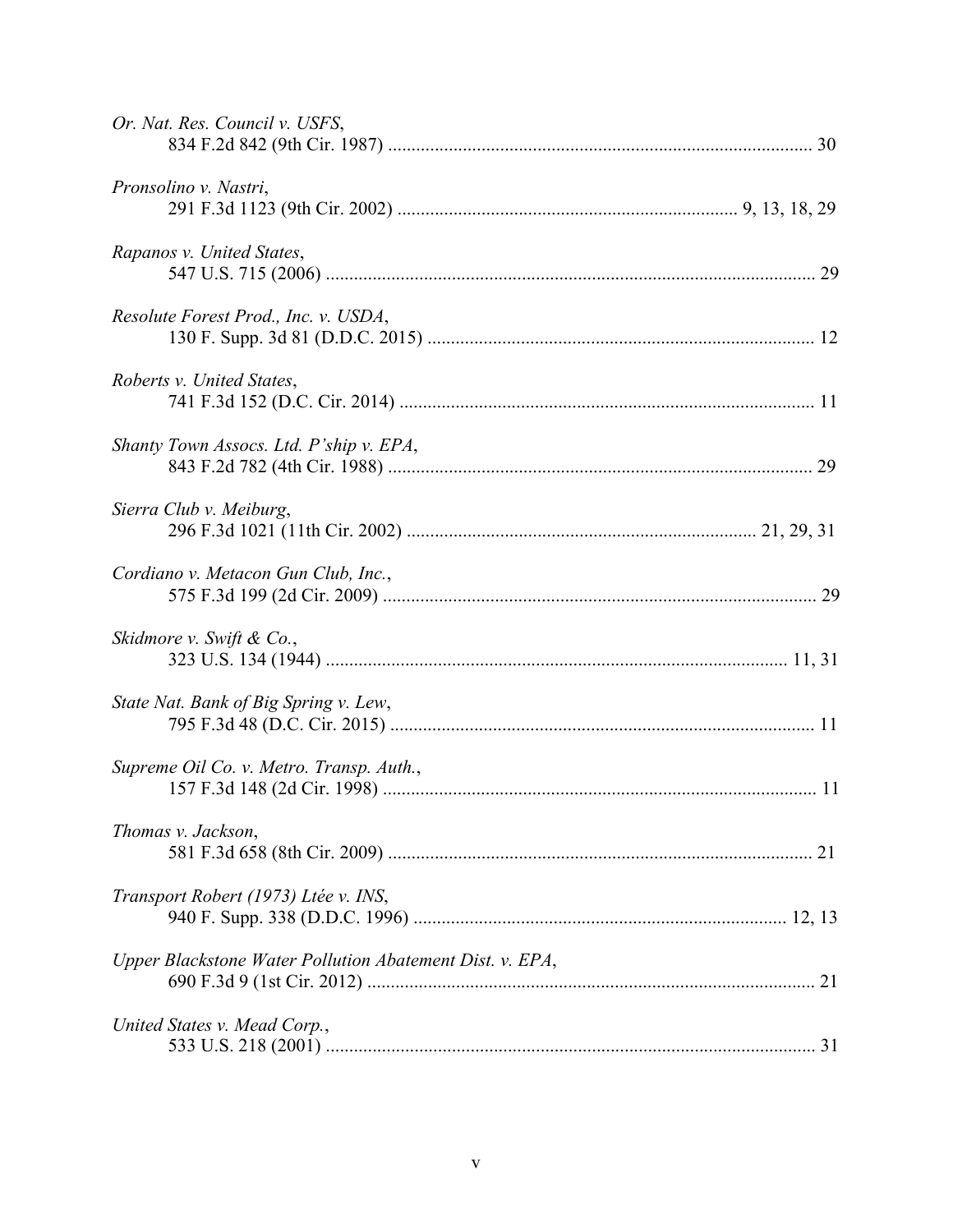*Or. Nat. Res. Council v. USFS*,
834 F.2d 842 (9th Cir. 1987) .......................................................................................... 30

*Pronsolino v. Nastri*,
291 F.3d 1123 (9th Cir. 2002) ........................................................................ 9, 13, 18, 29

*Rapanos v. United States*,
547 U.S. 715 (2006) ....................................................................................................... 29

*Resolute Forest Prod., Inc. v. USDA*,
130 F. Supp. 3d 81 (D.D.C. 2015) .................................................................................. 12

*Roberts v. United States*,
741 F.3d 152 (D.C. Cir. 2014) ........................................................................................ 11

*Shanty Town Assocs. Ltd. P'ship v. EPA*,
843 F.2d 782 (4th Cir. 1988) .......................................................................................... 29

*Sierra Club v. Meiburg*,
296 F.3d 1021 (11th Cir. 2002) .......................................................................... 21, 29, 31

*Cordiano v. Metacon Gun Club, Inc.*,
575 F.3d 199 (2d Cir. 2009) ............................................................................................ 29

*Skidmore v. Swift & Co.*,
323 U.S. 134 (1944) .................................................................................................. 11, 31

*State Nat. Bank of Big Spring v. Lew*,
795 F.3d 48 (D.C. Cir. 2015) .......................................................................................... 11

*Supreme Oil Co. v. Metro. Transp. Auth.*,
157 F.3d 148 (2d Cir. 1998) ............................................................................................ 11

*Thomas v. Jackson*,
581 F.3d 658 (8th Cir. 2009) .......................................................................................... 21

*Transport Robert (1973) Ltée v. INS*,
940 F. Supp. 338 (D.D.C. 1996) ............................................................................... 12, 13

*Upper Blackstone Water Pollution Abatement Dist. v. EPA*,
690 F.3d 9 (1st Cir. 2012) ............................................................................................... 21

*United States v. Mead Corp.*,
533 U.S. 218 (2001) ....................................................................................................... 31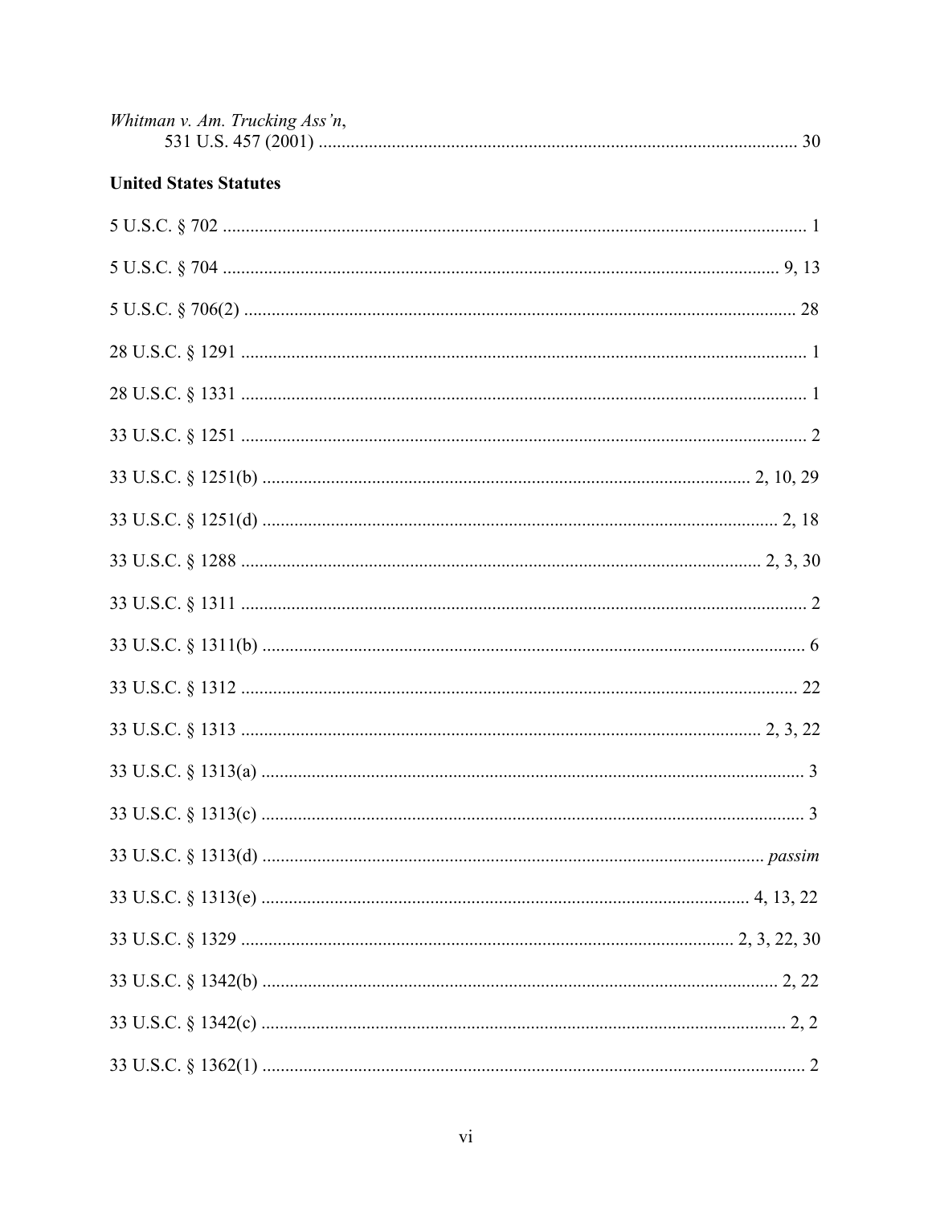*Whitman v. Am. Trucking Ass'n*,
531 U.S. 457 (2001) ........................................................................................................ 30

**United States Statutes**

5 U.S.C. § 702 .............................................................................................................. 1

5 U.S.C. § 704 ........................................................................................................ 9, 13

5 U.S.C. § 706(2) ........................................................................................................ 28

28 U.S.C. § 1291 .......................................................................................................... 1

28 U.S.C. § 1331 .......................................................................................................... 1

33 U.S.C. § 1251 .......................................................................................................... 2

33 U.S.C. § 1251(b) ......................................................................................... 2, 10, 29

33 U.S.C. § 1251(d) ............................................................................................... 2, 18

33 U.S.C. § 1288 ................................................................................................ 2, 3, 30

33 U.S.C. § 1311 .......................................................................................................... 2

33 U.S.C. § 1311(b) ...................................................................................................... 6

33 U.S.C. § 1312 ........................................................................................................ 22

33 U.S.C. § 1313 ................................................................................................ 2, 3, 22

33 U.S.C. § 1313(a) ...................................................................................................... 3

33 U.S.C. § 1313(c) ...................................................................................................... 3

33 U.S.C. § 1313(d) ........................................................................................... *passim*

33 U.S.C. § 1313(e) ......................................................................................... 4, 13, 22

33 U.S.C. § 1329 ........................................................................................... 2, 3, 22, 30

33 U.S.C. § 1342(b) .............................................................................................. 2, 22

33 U.S.C. § 1342(c) ................................................................................................ 2, 2

33 U.S.C. § 1362(1) ...................................................................................................... 2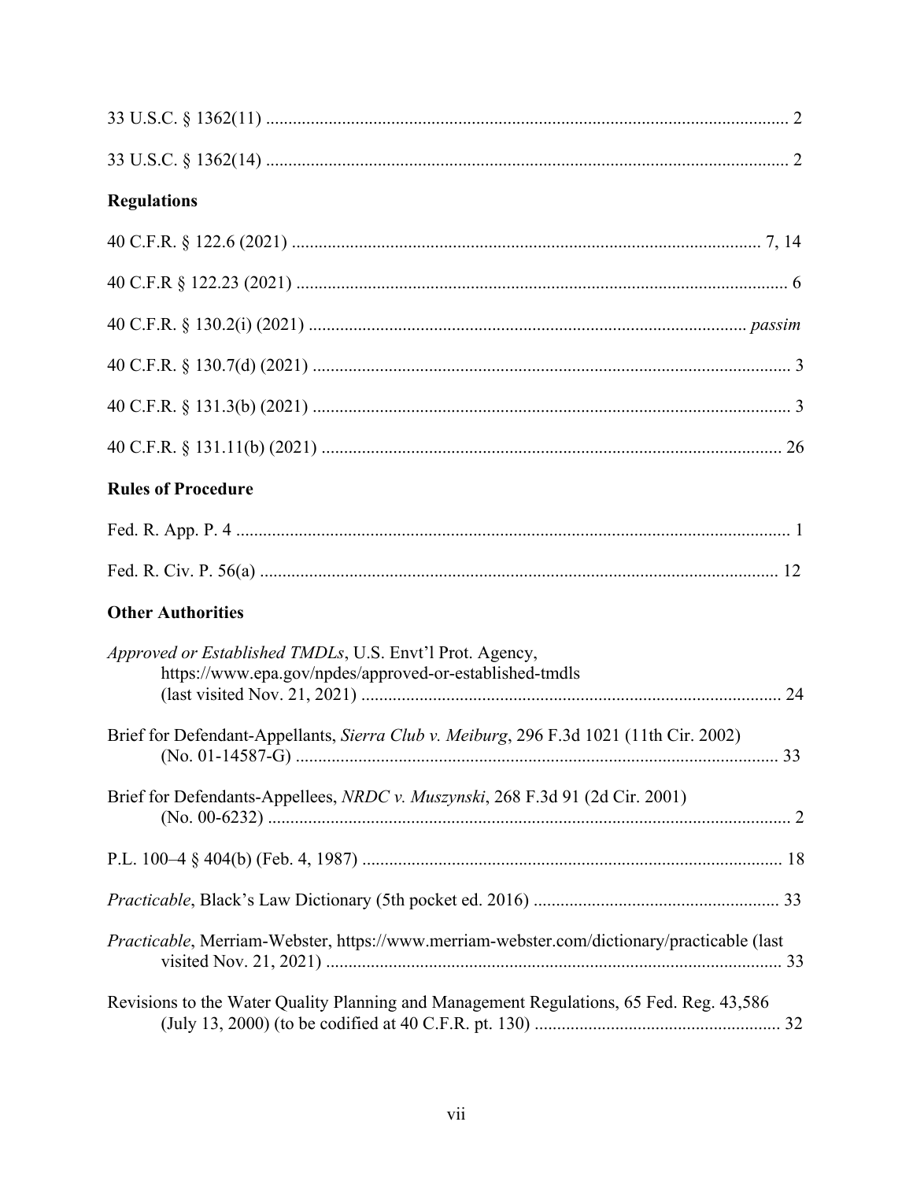33 U.S.C. § 1362(11) .................................................................................................................... 2

33 U.S.C. § 1362(14) .................................................................................................................... 2

**Regulations**

40 C.F.R. § 122.6 (2021) ......................................................................................................... 7, 14

40 C.F.R § 122.23 (2021) .............................................................................................................. 6

40 C.F.R. § 130.2(i) (2021) ................................................................................................. *passim*

40 C.F.R. § 130.7(d) (2021) .......................................................................................................... 3

40 C.F.R. § 131.3(b) (2021) .......................................................................................................... 3

40 C.F.R. § 131.11(b) (2021) ....................................................................................................... 26

**Rules of Procedure**

Fed. R. App. P. 4 ........................................................................................................................... 1

Fed. R. Civ. P. 56(a) ................................................................................................................... 12

**Other Authorities**

*Approved or Established TMDLs*, U.S. Envt'l Prot. Agency, https://www.epa.gov/npdes/approved-or-established-tmdls (last visited Nov. 21, 2021) ............................................................................................. 24

Brief for Defendant-Appellants, *Sierra Club v. Meiburg*, 296 F.3d 1021 (11th Cir. 2002) (No. 01-14587-G) ............................................................................................................ 33

Brief for Defendants-Appellees, *NRDC v. Muszynski*, 268 F.3d 91 (2d Cir. 2001) (No. 00-6232) .................................................................................................................... 2

P.L. 100–4 § 404(b) (Feb. 4, 1987) ............................................................................................. 18

*Practicable*, Black's Law Dictionary (5th pocket ed. 2016) ....................................................... 33

*Practicable*, Merriam-Webster, https://www.merriam-webster.com/dictionary/practicable (last visited Nov. 21, 2021) ...................................................................................................... 33

Revisions to the Water Quality Planning and Management Regulations, 65 Fed. Reg. 43,586 (July 13, 2000) (to be codified at 40 C.F.R. pt. 130) ....................................................... 32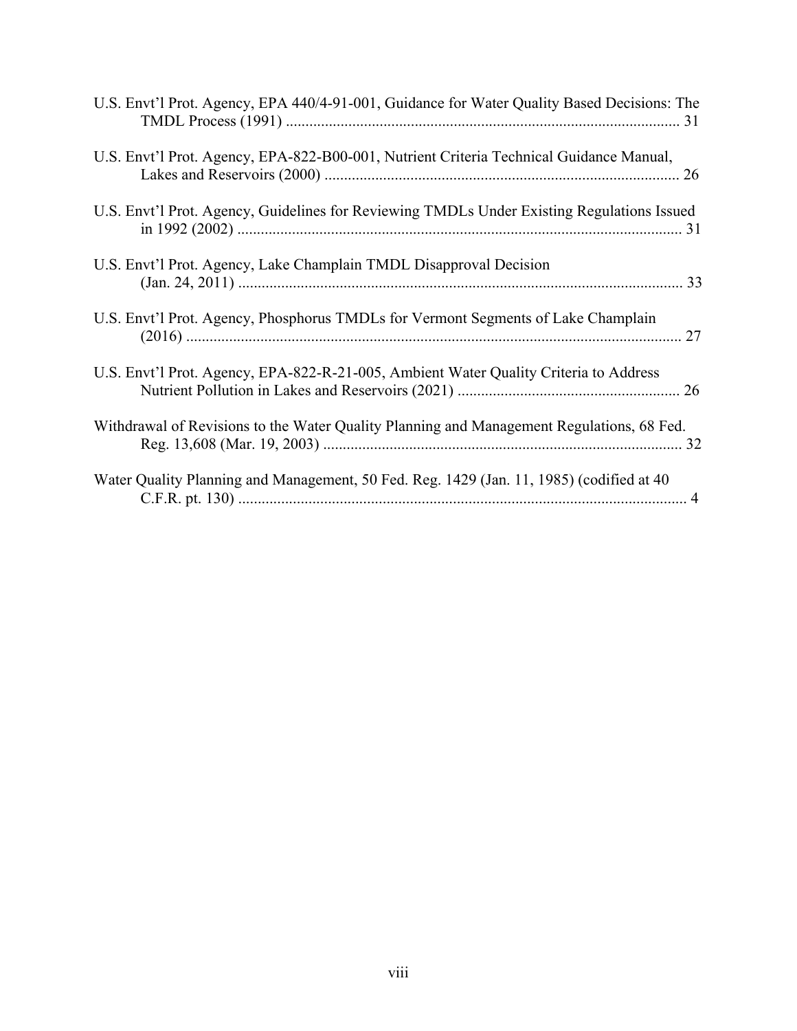U.S. Envt'l Prot. Agency, EPA 440/4-91-001, Guidance for Water Quality Based Decisions: The TMDL Process (1991) .................................................................................................... 31

U.S. Envt'l Prot. Agency, EPA-822-B00-001, Nutrient Criteria Technical Guidance Manual, Lakes and Reservoirs (2000) ......................................................................................... 26

U.S. Envt'l Prot. Agency, Guidelines for Reviewing TMDLs Under Existing Regulations Issued in 1992 (2002) ................................................................................................................ 31

U.S. Envt'l Prot. Agency, Lake Champlain TMDL Disapproval Decision (Jan. 24, 2011) ................................................................................................................. 33

U.S. Envt'l Prot. Agency, Phosphorus TMDLs for Vermont Segments of Lake Champlain (2016) ............................................................................................................................. 27

U.S. Envt'l Prot. Agency, EPA-822-R-21-005, Ambient Water Quality Criteria to Address Nutrient Pollution in Lakes and Reservoirs (2021) ......................................................... 26

Withdrawal of Revisions to the Water Quality Planning and Management Regulations, 68 Fed. Reg. 13,608 (Mar. 19, 2003) ........................................................................................... 32

Water Quality Planning and Management, 50 Fed. Reg. 1429 (Jan. 11, 1985) (codified at 40 C.F.R. pt. 130) .................................................................................................................. 4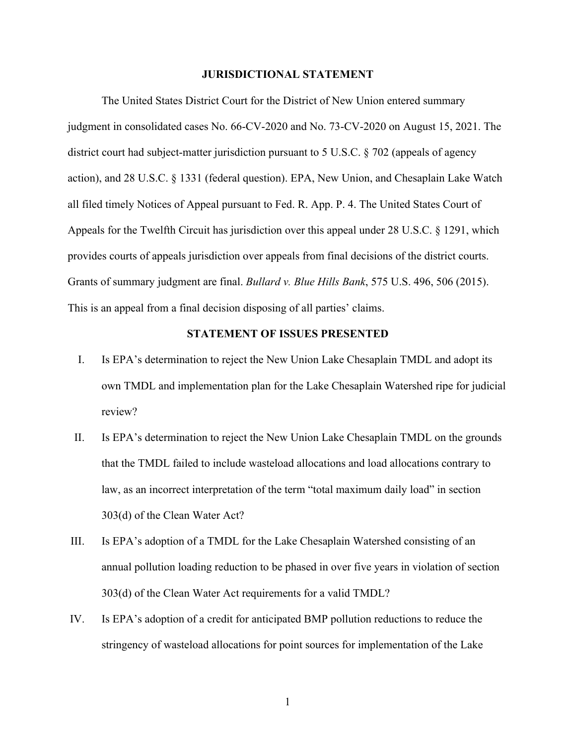## JURISDICTIONAL STATEMENT

The United States District Court for the District of New Union entered summary judgment in consolidated cases No. 66-CV-2020 and No. 73-CV-2020 on August 15, 2021. The district court had subject-matter jurisdiction pursuant to 5 U.S.C. § 702 (appeals of agency action), and 28 U.S.C. § 1331 (federal question). EPA, New Union, and Chesaplain Lake Watch all filed timely Notices of Appeal pursuant to Fed. R. App. P. 4. The United States Court of Appeals for the Twelfth Circuit has jurisdiction over this appeal under 28 U.S.C. § 1291, which provides courts of appeals jurisdiction over appeals from final decisions of the district courts. Grants of summary judgment are final. *Bullard v. Blue Hills Bank*, 575 U.S. 496, 506 (2015). This is an appeal from a final decision disposing of all parties' claims.

## STATEMENT OF ISSUES PRESENTED

I. Is EPA's determination to reject the New Union Lake Chesaplain TMDL and adopt its own TMDL and implementation plan for the Lake Chesaplain Watershed ripe for judicial review?

II. Is EPA's determination to reject the New Union Lake Chesaplain TMDL on the grounds that the TMDL failed to include wasteload allocations and load allocations contrary to law, as an incorrect interpretation of the term "total maximum daily load" in section 303(d) of the Clean Water Act?

III. Is EPA's adoption of a TMDL for the Lake Chesaplain Watershed consisting of an annual pollution loading reduction to be phased in over five years in violation of section 303(d) of the Clean Water Act requirements for a valid TMDL?

IV. Is EPA's adoption of a credit for anticipated BMP pollution reductions to reduce the stringency of wasteload allocations for point sources for implementation of the Lake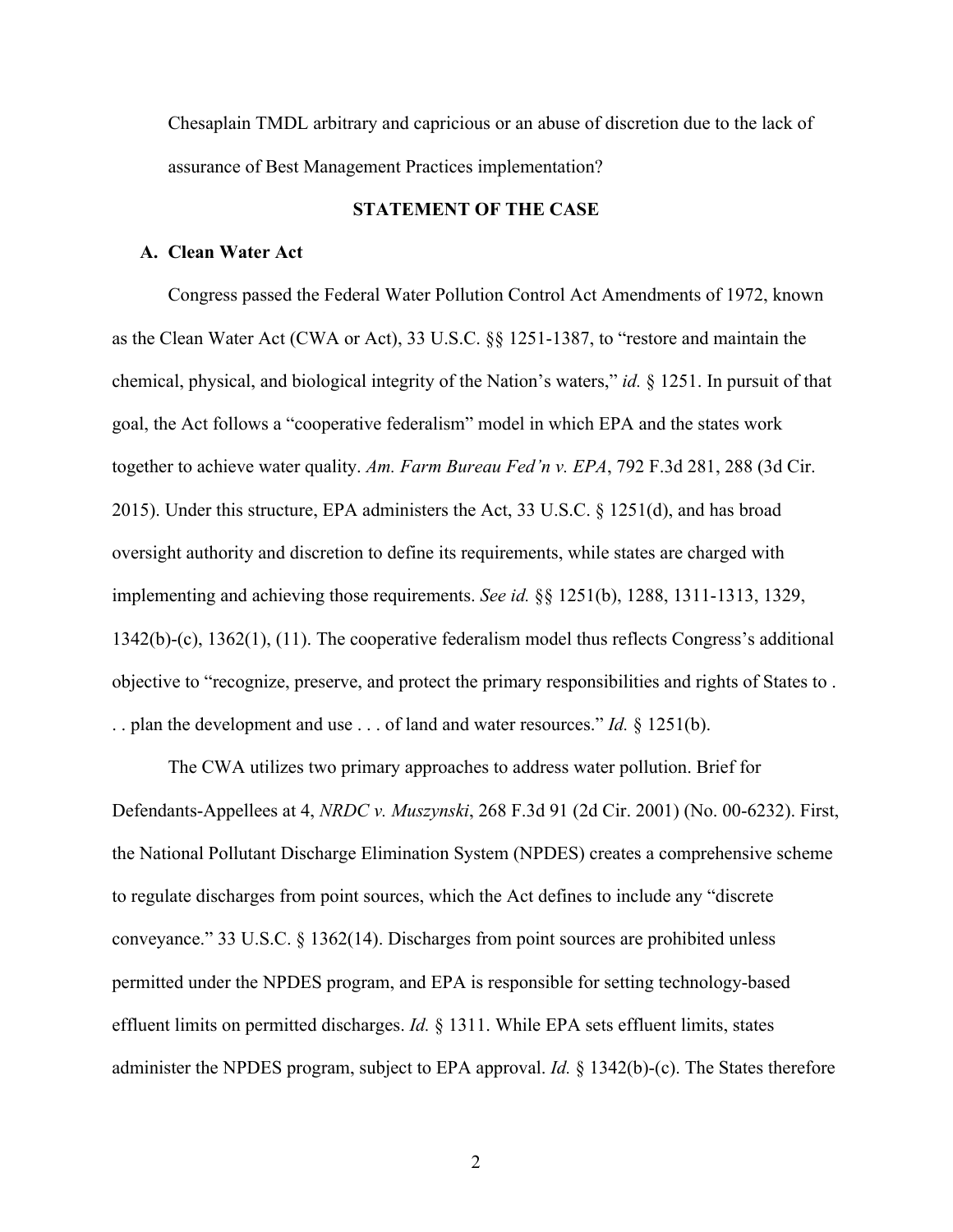Chesaplain TMDL arbitrary and capricious or an abuse of discretion due to the lack of assurance of Best Management Practices implementation?

## STATEMENT OF THE CASE

### A. Clean Water Act

Congress passed the Federal Water Pollution Control Act Amendments of 1972, known as the Clean Water Act (CWA or Act), 33 U.S.C. §§ 1251-1387, to "restore and maintain the chemical, physical, and biological integrity of the Nation's waters," *id.* § 1251. In pursuit of that goal, the Act follows a "cooperative federalism" model in which EPA and the states work together to achieve water quality. *Am. Farm Bureau Fed'n v. EPA*, 792 F.3d 281, 288 (3d Cir. 2015). Under this structure, EPA administers the Act, 33 U.S.C. § 1251(d), and has broad oversight authority and discretion to define its requirements, while states are charged with implementing and achieving those requirements. *See id.* §§ 1251(b), 1288, 1311-1313, 1329, 1342(b)-(c), 1362(1), (11). The cooperative federalism model thus reflects Congress's additional objective to "recognize, preserve, and protect the primary responsibilities and rights of States to . . . plan the development and use . . . of land and water resources." *Id.* § 1251(b).

The CWA utilizes two primary approaches to address water pollution. Brief for Defendants-Appellees at 4, *NRDC v. Muszynski*, 268 F.3d 91 (2d Cir. 2001) (No. 00-6232). First, the National Pollutant Discharge Elimination System (NPDES) creates a comprehensive scheme to regulate discharges from point sources, which the Act defines to include any "discrete conveyance." 33 U.S.C. § 1362(14). Discharges from point sources are prohibited unless permitted under the NPDES program, and EPA is responsible for setting technology-based effluent limits on permitted discharges. *Id.* § 1311. While EPA sets effluent limits, states administer the NPDES program, subject to EPA approval. *Id.* § 1342(b)-(c). The States therefore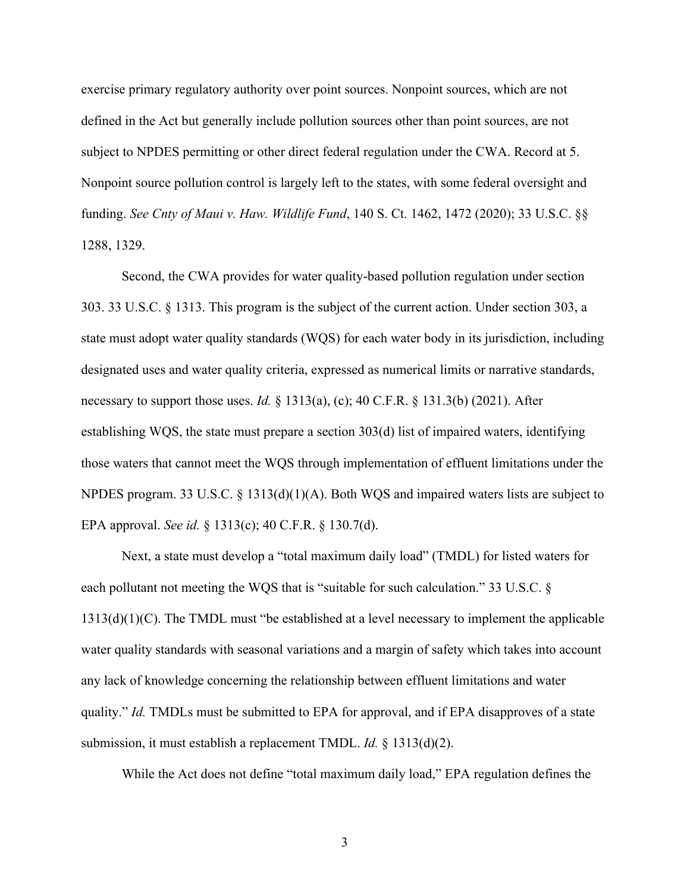exercise primary regulatory authority over point sources. Nonpoint sources, which are not defined in the Act but generally include pollution sources other than point sources, are not subject to NPDES permitting or other direct federal regulation under the CWA. Record at 5. Nonpoint source pollution control is largely left to the states, with some federal oversight and funding. *See Cnty of Maui v. Haw. Wildlife Fund*, 140 S. Ct. 1462, 1472 (2020); 33 U.S.C. §§ 1288, 1329.

Second, the CWA provides for water quality-based pollution regulation under section 303. 33 U.S.C. § 1313. This program is the subject of the current action. Under section 303, a state must adopt water quality standards (WQS) for each water body in its jurisdiction, including designated uses and water quality criteria, expressed as numerical limits or narrative standards, necessary to support those uses. *Id.* § 1313(a), (c); 40 C.F.R. § 131.3(b) (2021). After establishing WQS, the state must prepare a section 303(d) list of impaired waters, identifying those waters that cannot meet the WQS through implementation of effluent limitations under the NPDES program. 33 U.S.C. § 1313(d)(1)(A). Both WQS and impaired waters lists are subject to EPA approval. *See id.* § 1313(c); 40 C.F.R. § 130.7(d).

Next, a state must develop a "total maximum daily load" (TMDL) for listed waters for each pollutant not meeting the WQS that is "suitable for such calculation." 33 U.S.C. § 1313(d)(1)(C). The TMDL must "be established at a level necessary to implement the applicable water quality standards with seasonal variations and a margin of safety which takes into account any lack of knowledge concerning the relationship between effluent limitations and water quality." *Id.* TMDLs must be submitted to EPA for approval, and if EPA disapproves of a state submission, it must establish a replacement TMDL. *Id.* § 1313(d)(2).

While the Act does not define "total maximum daily load," EPA regulation defines the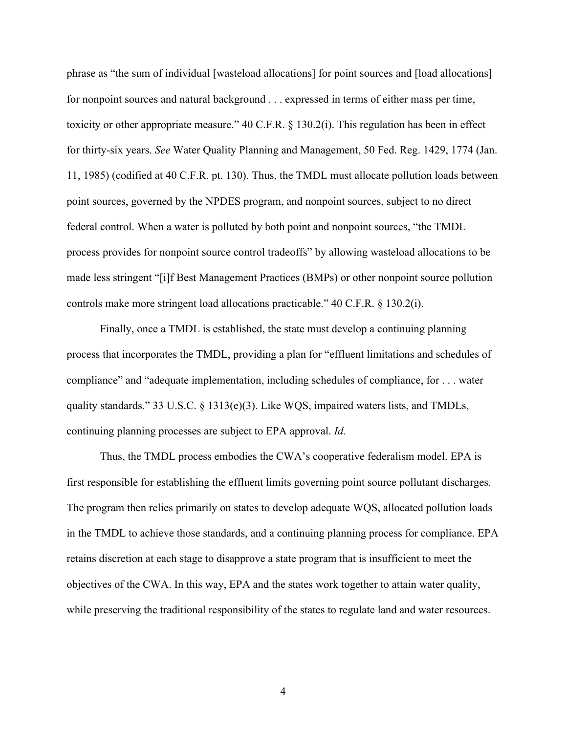phrase as "the sum of individual [wasteload allocations] for point sources and [load allocations] for nonpoint sources and natural background . . . expressed in terms of either mass per time, toxicity or other appropriate measure." 40 C.F.R. § 130.2(i). This regulation has been in effect for thirty-six years. *See* Water Quality Planning and Management, 50 Fed. Reg. 1429, 1774 (Jan. 11, 1985) (codified at 40 C.F.R. pt. 130). Thus, the TMDL must allocate pollution loads between point sources, governed by the NPDES program, and nonpoint sources, subject to no direct federal control. When a water is polluted by both point and nonpoint sources, "the TMDL process provides for nonpoint source control tradeoffs" by allowing wasteload allocations to be made less stringent "[i]f Best Management Practices (BMPs) or other nonpoint source pollution controls make more stringent load allocations practicable." 40 C.F.R. § 130.2(i).

Finally, once a TMDL is established, the state must develop a continuing planning process that incorporates the TMDL, providing a plan for "effluent limitations and schedules of compliance" and "adequate implementation, including schedules of compliance, for . . . water quality standards." 33 U.S.C. § 1313(e)(3). Like WQS, impaired waters lists, and TMDLs, continuing planning processes are subject to EPA approval. *Id.*

Thus, the TMDL process embodies the CWA's cooperative federalism model. EPA is first responsible for establishing the effluent limits governing point source pollutant discharges. The program then relies primarily on states to develop adequate WQS, allocated pollution loads in the TMDL to achieve those standards, and a continuing planning process for compliance. EPA retains discretion at each stage to disapprove a state program that is insufficient to meet the objectives of the CWA. In this way, EPA and the states work together to attain water quality, while preserving the traditional responsibility of the states to regulate land and water resources.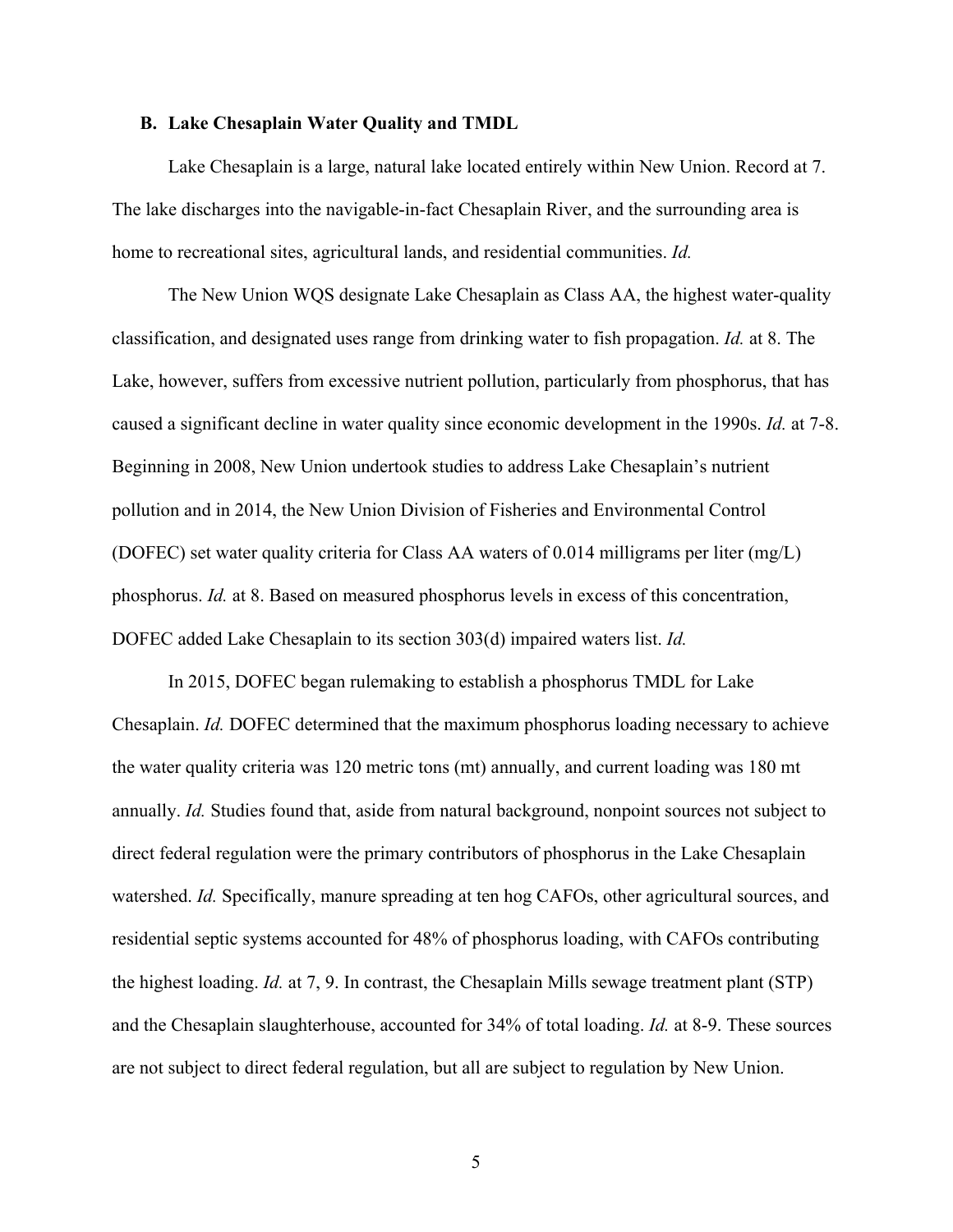### B. Lake Chesaplain Water Quality and TMDL

Lake Chesaplain is a large, natural lake located entirely within New Union. Record at 7. The lake discharges into the navigable-in-fact Chesaplain River, and the surrounding area is home to recreational sites, agricultural lands, and residential communities. *Id.*

The New Union WQS designate Lake Chesaplain as Class AA, the highest water-quality classification, and designated uses range from drinking water to fish propagation. *Id.* at 8. The Lake, however, suffers from excessive nutrient pollution, particularly from phosphorus, that has caused a significant decline in water quality since economic development in the 1990s. *Id.* at 7-8. Beginning in 2008, New Union undertook studies to address Lake Chesaplain's nutrient pollution and in 2014, the New Union Division of Fisheries and Environmental Control (DOFEC) set water quality criteria for Class AA waters of 0.014 milligrams per liter (mg/L) phosphorus. *Id.* at 8. Based on measured phosphorus levels in excess of this concentration, DOFEC added Lake Chesaplain to its section 303(d) impaired waters list. *Id.*

In 2015, DOFEC began rulemaking to establish a phosphorus TMDL for Lake Chesaplain. *Id.* DOFEC determined that the maximum phosphorus loading necessary to achieve the water quality criteria was 120 metric tons (mt) annually, and current loading was 180 mt annually. *Id.* Studies found that, aside from natural background, nonpoint sources not subject to direct federal regulation were the primary contributors of phosphorus in the Lake Chesaplain watershed. *Id.* Specifically, manure spreading at ten hog CAFOs, other agricultural sources, and residential septic systems accounted for 48% of phosphorus loading, with CAFOs contributing the highest loading. *Id.* at 7, 9. In contrast, the Chesaplain Mills sewage treatment plant (STP) and the Chesaplain slaughterhouse, accounted for 34% of total loading. *Id.* at 8-9. These sources are not subject to direct federal regulation, but all are subject to regulation by New Union.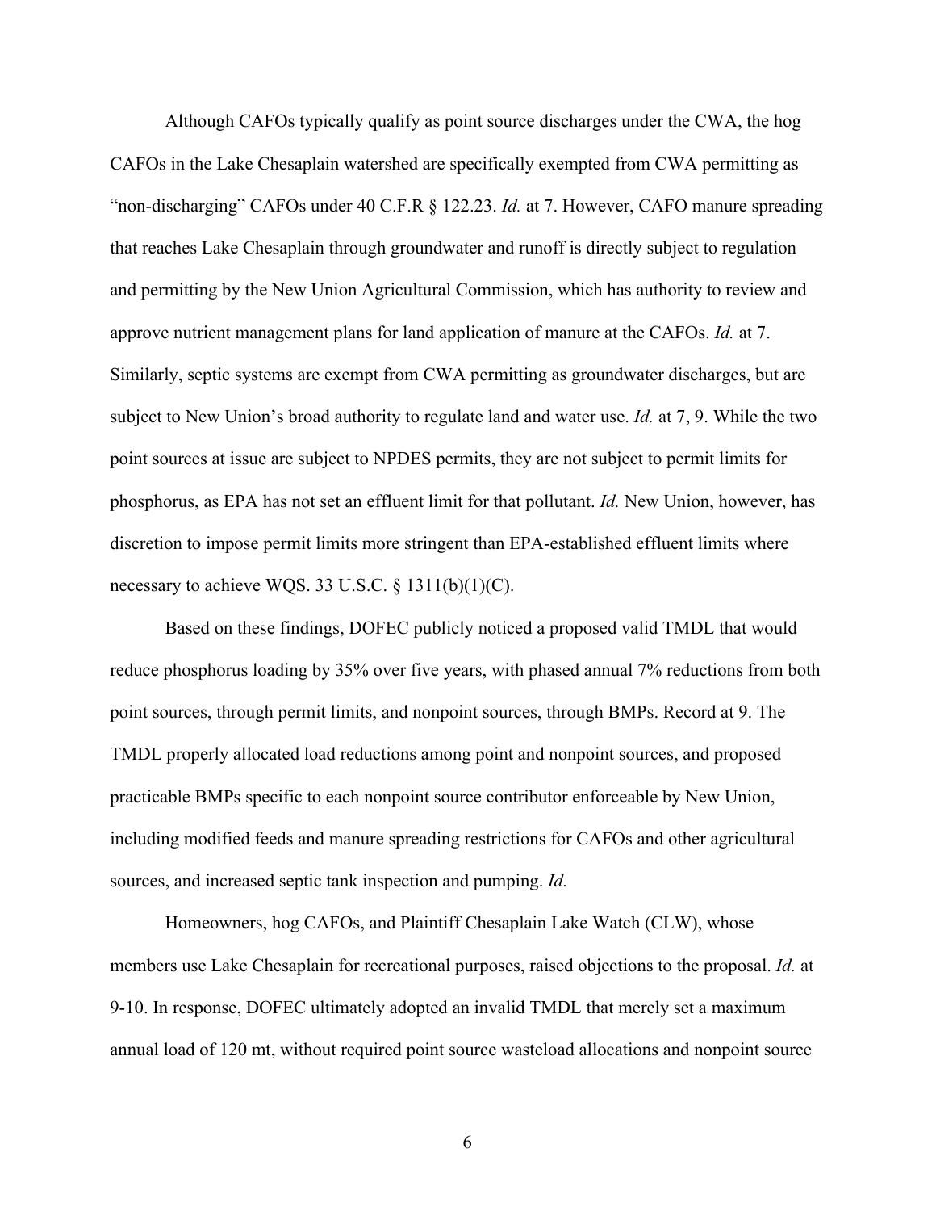Although CAFOs typically qualify as point source discharges under the CWA, the hog CAFOs in the Lake Chesaplain watershed are specifically exempted from CWA permitting as "non-discharging" CAFOs under 40 C.F.R § 122.23. *Id.* at 7. However, CAFO manure spreading that reaches Lake Chesaplain through groundwater and runoff is directly subject to regulation and permitting by the New Union Agricultural Commission, which has authority to review and approve nutrient management plans for land application of manure at the CAFOs. *Id.* at 7. Similarly, septic systems are exempt from CWA permitting as groundwater discharges, but are subject to New Union's broad authority to regulate land and water use. *Id.* at 7, 9. While the two point sources at issue are subject to NPDES permits, they are not subject to permit limits for phosphorus, as EPA has not set an effluent limit for that pollutant. *Id.* New Union, however, has discretion to impose permit limits more stringent than EPA-established effluent limits where necessary to achieve WQS. 33 U.S.C. § 1311(b)(1)(C).

Based on these findings, DOFEC publicly noticed a proposed valid TMDL that would reduce phosphorus loading by 35% over five years, with phased annual 7% reductions from both point sources, through permit limits, and nonpoint sources, through BMPs. Record at 9. The TMDL properly allocated load reductions among point and nonpoint sources, and proposed practicable BMPs specific to each nonpoint source contributor enforceable by New Union, including modified feeds and manure spreading restrictions for CAFOs and other agricultural sources, and increased septic tank inspection and pumping. *Id.*

Homeowners, hog CAFOs, and Plaintiff Chesaplain Lake Watch (CLW), whose members use Lake Chesaplain for recreational purposes, raised objections to the proposal. *Id.* at 9-10. In response, DOFEC ultimately adopted an invalid TMDL that merely set a maximum annual load of 120 mt, without required point source wasteload allocations and nonpoint source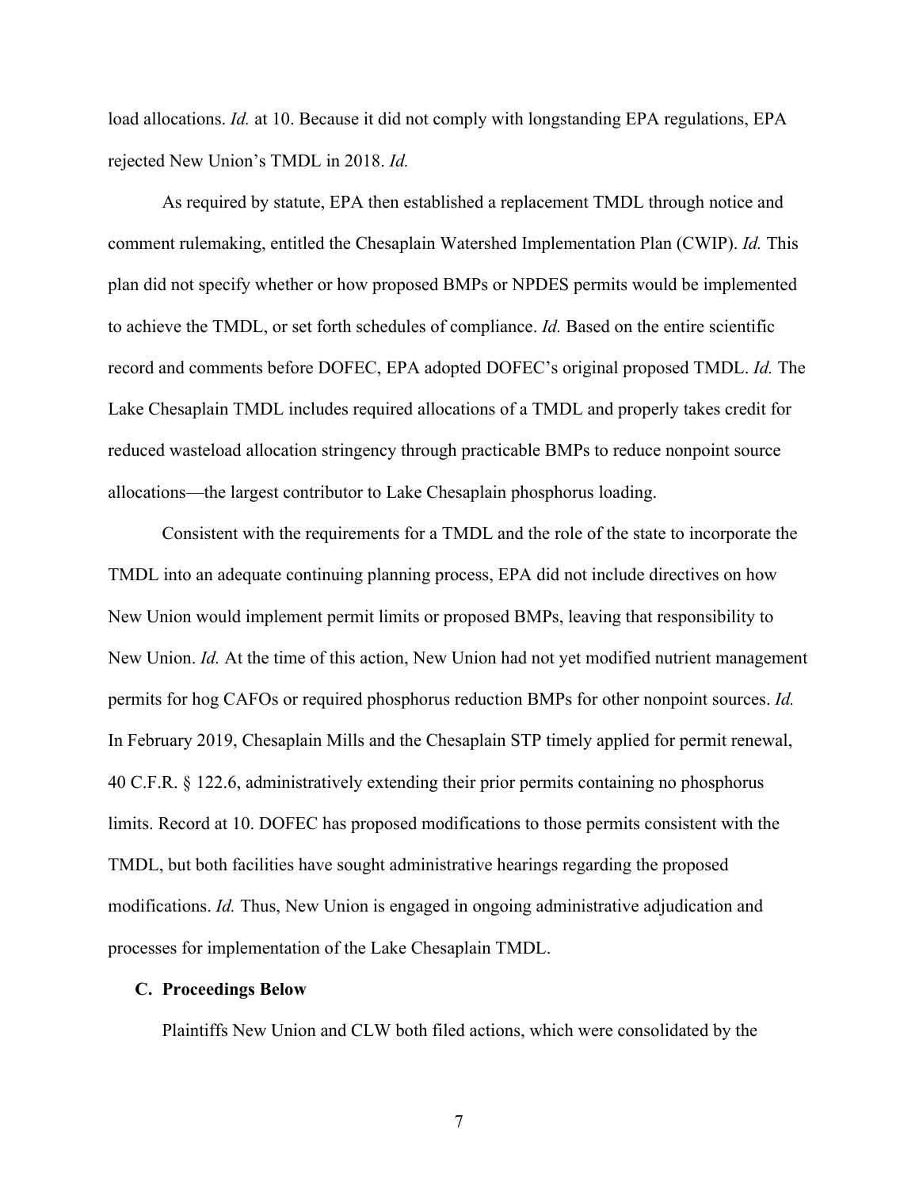load allocations. *Id.* at 10. Because it did not comply with longstanding EPA regulations, EPA rejected New Union's TMDL in 2018. *Id.*

As required by statute, EPA then established a replacement TMDL through notice and comment rulemaking, entitled the Chesaplain Watershed Implementation Plan (CWIP). *Id.* This plan did not specify whether or how proposed BMPs or NPDES permits would be implemented to achieve the TMDL, or set forth schedules of compliance. *Id.* Based on the entire scientific record and comments before DOFEC, EPA adopted DOFEC's original proposed TMDL. *Id.* The Lake Chesaplain TMDL includes required allocations of a TMDL and properly takes credit for reduced wasteload allocation stringency through practicable BMPs to reduce nonpoint source allocations—the largest contributor to Lake Chesaplain phosphorus loading.

Consistent with the requirements for a TMDL and the role of the state to incorporate the TMDL into an adequate continuing planning process, EPA did not include directives on how New Union would implement permit limits or proposed BMPs, leaving that responsibility to New Union. *Id.* At the time of this action, New Union had not yet modified nutrient management permits for hog CAFOs or required phosphorus reduction BMPs for other nonpoint sources. *Id.* In February 2019, Chesaplain Mills and the Chesaplain STP timely applied for permit renewal, 40 C.F.R. § 122.6, administratively extending their prior permits containing no phosphorus limits. Record at 10. DOFEC has proposed modifications to those permits consistent with the TMDL, but both facilities have sought administrative hearings regarding the proposed modifications. *Id.* Thus, New Union is engaged in ongoing administrative adjudication and processes for implementation of the Lake Chesaplain TMDL.

### C. Proceedings Below

Plaintiffs New Union and CLW both filed actions, which were consolidated by the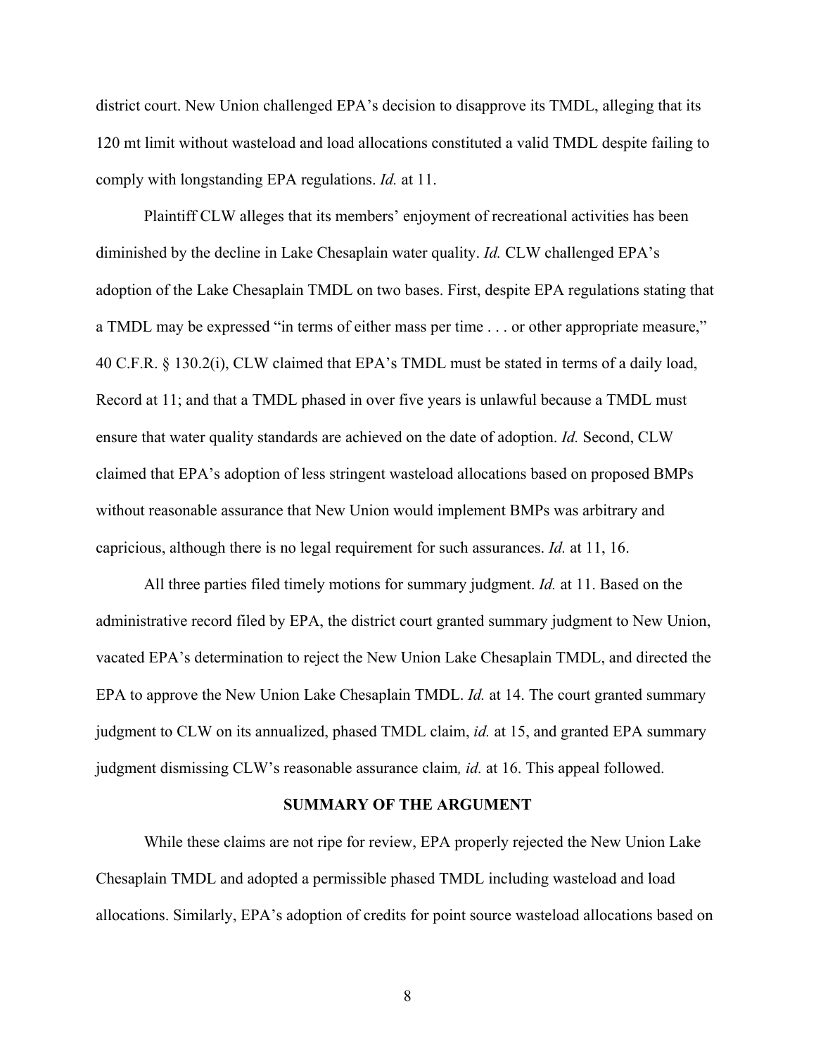district court. New Union challenged EPA's decision to disapprove its TMDL, alleging that its 120 mt limit without wasteload and load allocations constituted a valid TMDL despite failing to comply with longstanding EPA regulations. *Id.* at 11.

Plaintiff CLW alleges that its members' enjoyment of recreational activities has been diminished by the decline in Lake Chesaplain water quality. *Id.* CLW challenged EPA's adoption of the Lake Chesaplain TMDL on two bases. First, despite EPA regulations stating that a TMDL may be expressed "in terms of either mass per time . . . or other appropriate measure," 40 C.F.R. § 130.2(i), CLW claimed that EPA's TMDL must be stated in terms of a daily load, Record at 11; and that a TMDL phased in over five years is unlawful because a TMDL must ensure that water quality standards are achieved on the date of adoption. *Id.* Second, CLW claimed that EPA's adoption of less stringent wasteload allocations based on proposed BMPs without reasonable assurance that New Union would implement BMPs was arbitrary and capricious, although there is no legal requirement for such assurances. *Id.* at 11, 16.

All three parties filed timely motions for summary judgment. *Id.* at 11. Based on the administrative record filed by EPA, the district court granted summary judgment to New Union, vacated EPA's determination to reject the New Union Lake Chesaplain TMDL, and directed the EPA to approve the New Union Lake Chesaplain TMDL. *Id.* at 14. The court granted summary judgment to CLW on its annualized, phased TMDL claim, *id.* at 15, and granted EPA summary judgment dismissing CLW's reasonable assurance claim*, id.* at 16. This appeal followed.

## SUMMARY OF THE ARGUMENT

While these claims are not ripe for review, EPA properly rejected the New Union Lake Chesaplain TMDL and adopted a permissible phased TMDL including wasteload and load allocations. Similarly, EPA's adoption of credits for point source wasteload allocations based on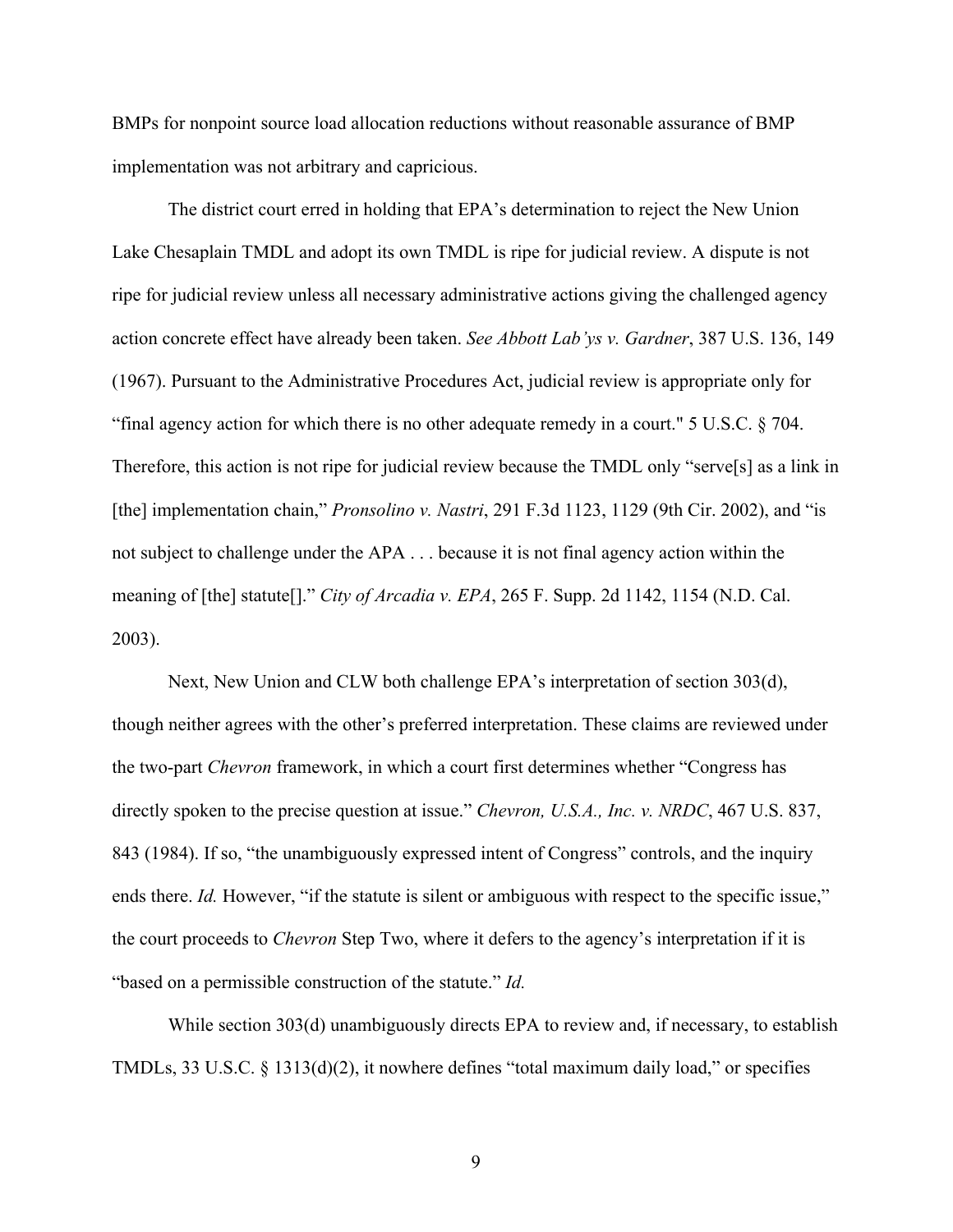BMPs for nonpoint source load allocation reductions without reasonable assurance of BMP implementation was not arbitrary and capricious.

The district court erred in holding that EPA's determination to reject the New Union Lake Chesaplain TMDL and adopt its own TMDL is ripe for judicial review. A dispute is not ripe for judicial review unless all necessary administrative actions giving the challenged agency action concrete effect have already been taken. *See Abbott Lab'ys v. Gardner*, 387 U.S. 136, 149 (1967). Pursuant to the Administrative Procedures Act, judicial review is appropriate only for "final agency action for which there is no other adequate remedy in a court." 5 U.S.C. § 704. Therefore, this action is not ripe for judicial review because the TMDL only "serve[s] as a link in [the] implementation chain," *Pronsolino v. Nastri*, 291 F.3d 1123, 1129 (9th Cir. 2002), and "is not subject to challenge under the APA . . . because it is not final agency action within the meaning of [the] statute[]." *City of Arcadia v. EPA*, 265 F. Supp. 2d 1142, 1154 (N.D. Cal. 2003).

Next, New Union and CLW both challenge EPA's interpretation of section 303(d), though neither agrees with the other's preferred interpretation. These claims are reviewed under the two-part *Chevron* framework, in which a court first determines whether "Congress has directly spoken to the precise question at issue." *Chevron, U.S.A., Inc. v. NRDC*, 467 U.S. 837, 843 (1984). If so, "the unambiguously expressed intent of Congress" controls, and the inquiry ends there. *Id.* However, "if the statute is silent or ambiguous with respect to the specific issue," the court proceeds to *Chevron* Step Two, where it defers to the agency's interpretation if it is "based on a permissible construction of the statute." *Id.*

While section 303(d) unambiguously directs EPA to review and, if necessary, to establish TMDLs, 33 U.S.C. § 1313(d)(2), it nowhere defines "total maximum daily load," or specifies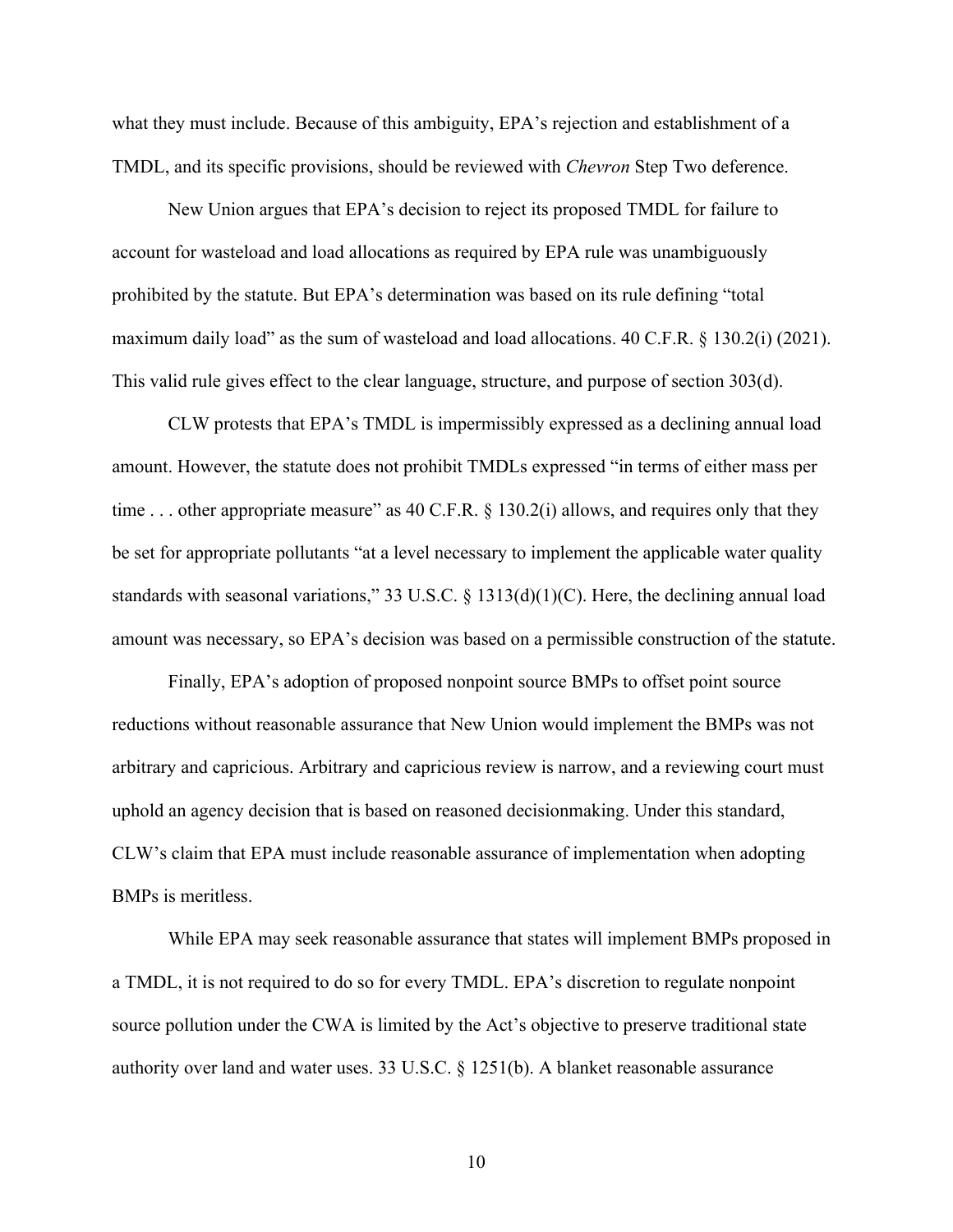what they must include. Because of this ambiguity, EPA's rejection and establishment of a TMDL, and its specific provisions, should be reviewed with *Chevron* Step Two deference.

New Union argues that EPA's decision to reject its proposed TMDL for failure to account for wasteload and load allocations as required by EPA rule was unambiguously prohibited by the statute. But EPA's determination was based on its rule defining "total maximum daily load" as the sum of wasteload and load allocations. 40 C.F.R. § 130.2(i) (2021). This valid rule gives effect to the clear language, structure, and purpose of section 303(d).

CLW protests that EPA's TMDL is impermissibly expressed as a declining annual load amount. However, the statute does not prohibit TMDLs expressed "in terms of either mass per time . . . other appropriate measure" as 40 C.F.R. § 130.2(i) allows, and requires only that they be set for appropriate pollutants "at a level necessary to implement the applicable water quality standards with seasonal variations," 33 U.S.C. § 1313(d)(1)(C). Here, the declining annual load amount was necessary, so EPA's decision was based on a permissible construction of the statute.

Finally, EPA's adoption of proposed nonpoint source BMPs to offset point source reductions without reasonable assurance that New Union would implement the BMPs was not arbitrary and capricious. Arbitrary and capricious review is narrow, and a reviewing court must uphold an agency decision that is based on reasoned decisionmaking. Under this standard, CLW's claim that EPA must include reasonable assurance of implementation when adopting BMPs is meritless.

While EPA may seek reasonable assurance that states will implement BMPs proposed in a TMDL, it is not required to do so for every TMDL. EPA's discretion to regulate nonpoint source pollution under the CWA is limited by the Act's objective to preserve traditional state authority over land and water uses. 33 U.S.C. § 1251(b). A blanket reasonable assurance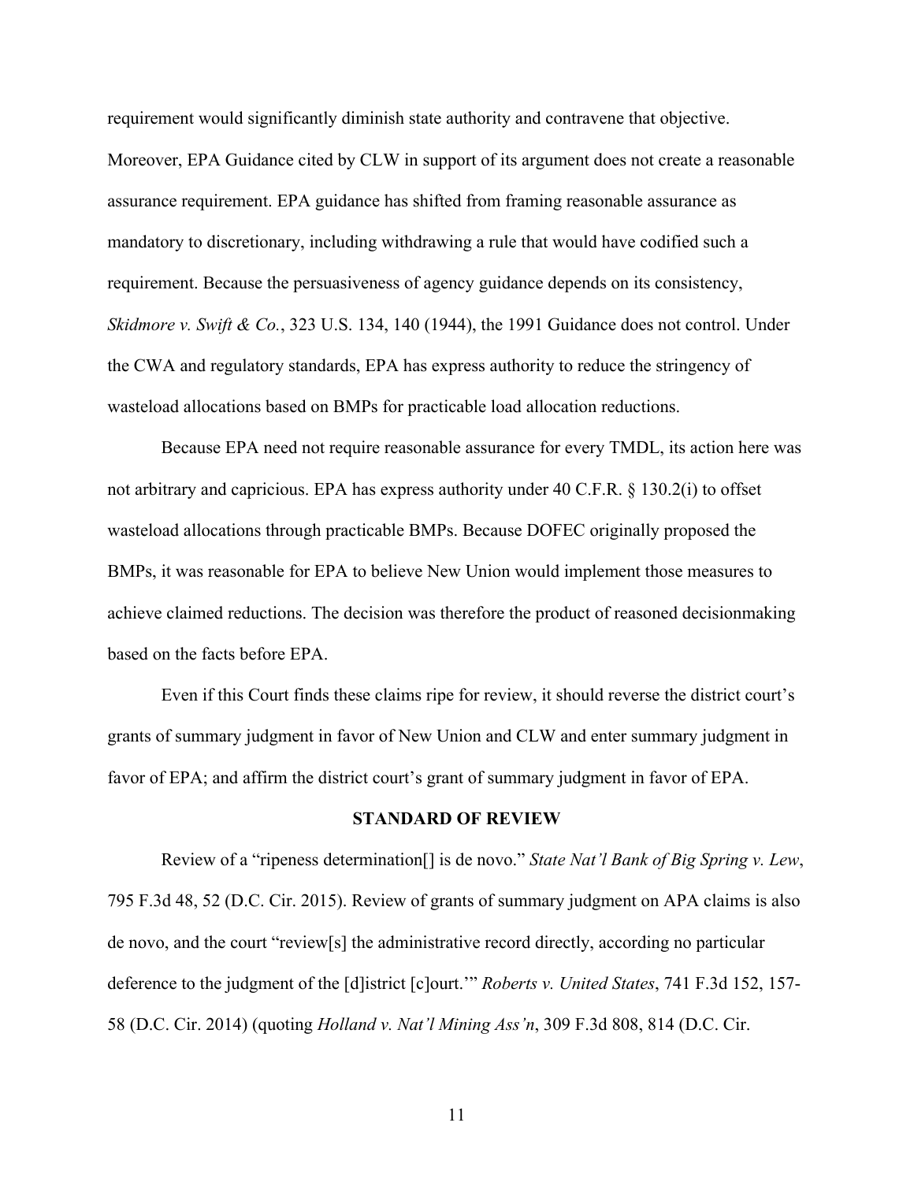requirement would significantly diminish state authority and contravene that objective. Moreover, EPA Guidance cited by CLW in support of its argument does not create a reasonable assurance requirement. EPA guidance has shifted from framing reasonable assurance as mandatory to discretionary, including withdrawing a rule that would have codified such a requirement. Because the persuasiveness of agency guidance depends on its consistency, *Skidmore v. Swift & Co.*, 323 U.S. 134, 140 (1944), the 1991 Guidance does not control. Under the CWA and regulatory standards, EPA has express authority to reduce the stringency of wasteload allocations based on BMPs for practicable load allocation reductions.

Because EPA need not require reasonable assurance for every TMDL, its action here was not arbitrary and capricious. EPA has express authority under 40 C.F.R. § 130.2(i) to offset wasteload allocations through practicable BMPs. Because DOFEC originally proposed the BMPs, it was reasonable for EPA to believe New Union would implement those measures to achieve claimed reductions. The decision was therefore the product of reasoned decisionmaking based on the facts before EPA.

Even if this Court finds these claims ripe for review, it should reverse the district court's grants of summary judgment in favor of New Union and CLW and enter summary judgment in favor of EPA; and affirm the district court's grant of summary judgment in favor of EPA.

## STANDARD OF REVIEW

Review of a "ripeness determination[] is de novo." *State Nat'l Bank of Big Spring v. Lew*, 795 F.3d 48, 52 (D.C. Cir. 2015). Review of grants of summary judgment on APA claims is also de novo, and the court "review[s] the administrative record directly, according no particular deference to the judgment of the [d]istrict [c]ourt.'" *Roberts v. United States*, 741 F.3d 152, 157-58 (D.C. Cir. 2014) (quoting *Holland v. Nat'l Mining Ass'n*, 309 F.3d 808, 814 (D.C. Cir.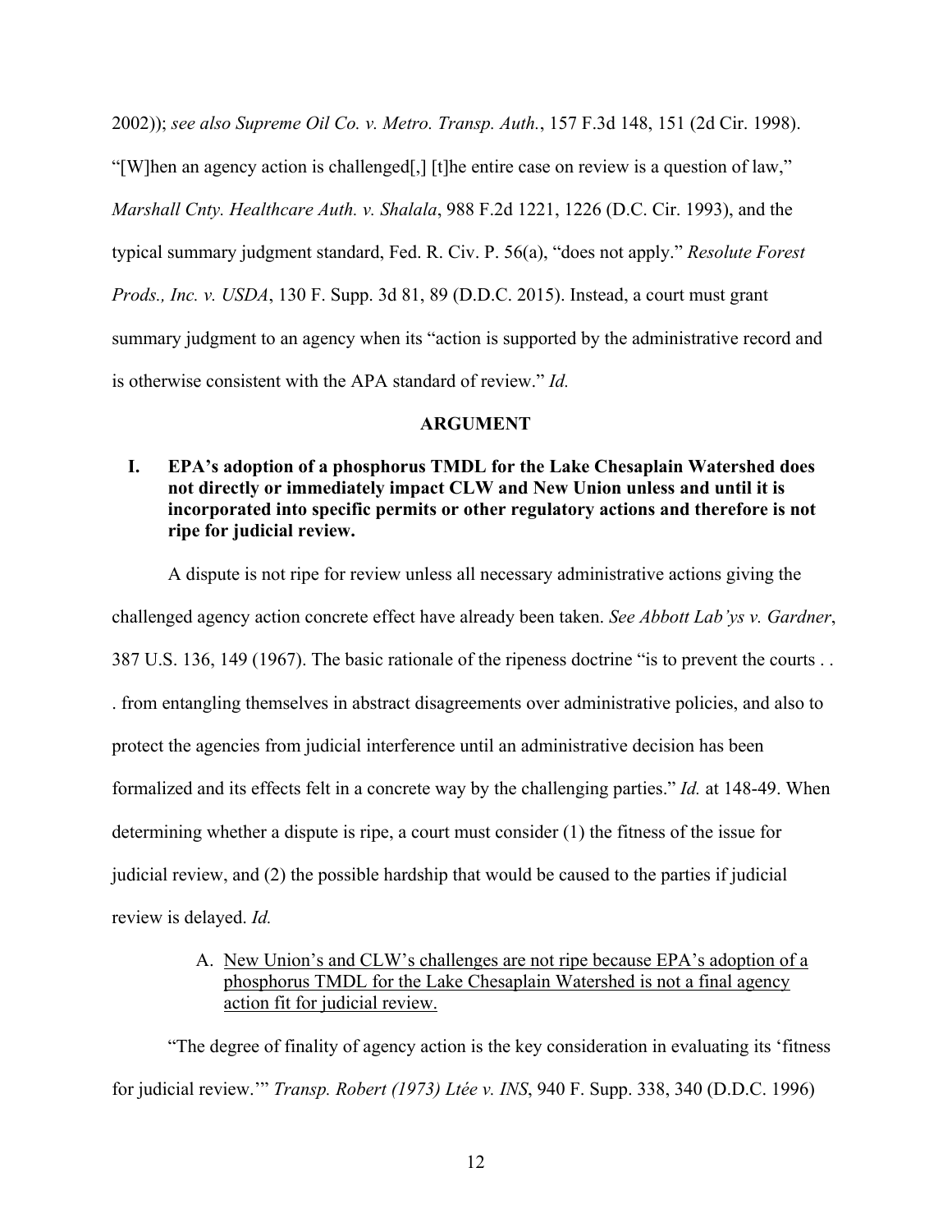2002)); *see also Supreme Oil Co. v. Metro. Transp. Auth.*, 157 F.3d 148, 151 (2d Cir. 1998). "[W]hen an agency action is challenged[,] [t]he entire case on review is a question of law," *Marshall Cnty. Healthcare Auth. v. Shalala*, 988 F.2d 1221, 1226 (D.C. Cir. 1993), and the typical summary judgment standard, Fed. R. Civ. P. 56(a), "does not apply." *Resolute Forest Prods., Inc. v. USDA*, 130 F. Supp. 3d 81, 89 (D.D.C. 2015). Instead, a court must grant summary judgment to an agency when its "action is supported by the administrative record and is otherwise consistent with the APA standard of review." *Id.*

## ARGUMENT

### I. EPA's adoption of a phosphorus TMDL for the Lake Chesaplain Watershed does not directly or immediately impact CLW and New Union unless and until it is incorporated into specific permits or other regulatory actions and therefore is not ripe for judicial review.

A dispute is not ripe for review unless all necessary administrative actions giving the challenged agency action concrete effect have already been taken. *See Abbott Lab'ys v. Gardner*, 387 U.S. 136, 149 (1967). The basic rationale of the ripeness doctrine "is to prevent the courts . . . from entangling themselves in abstract disagreements over administrative policies, and also to protect the agencies from judicial interference until an administrative decision has been formalized and its effects felt in a concrete way by the challenging parties." *Id.* at 148-49. When determining whether a dispute is ripe, a court must consider (1) the fitness of the issue for judicial review, and (2) the possible hardship that would be caused to the parties if judicial review is delayed. *Id.*

#### A. New Union's and CLW's challenges are not ripe because EPA's adoption of a phosphorus TMDL for the Lake Chesaplain Watershed is not a final agency action fit for judicial review.

"The degree of finality of agency action is the key consideration in evaluating its 'fitness for judicial review.'" *Transp. Robert (1973) Ltée v. INS*, 940 F. Supp. 338, 340 (D.D.C. 1996)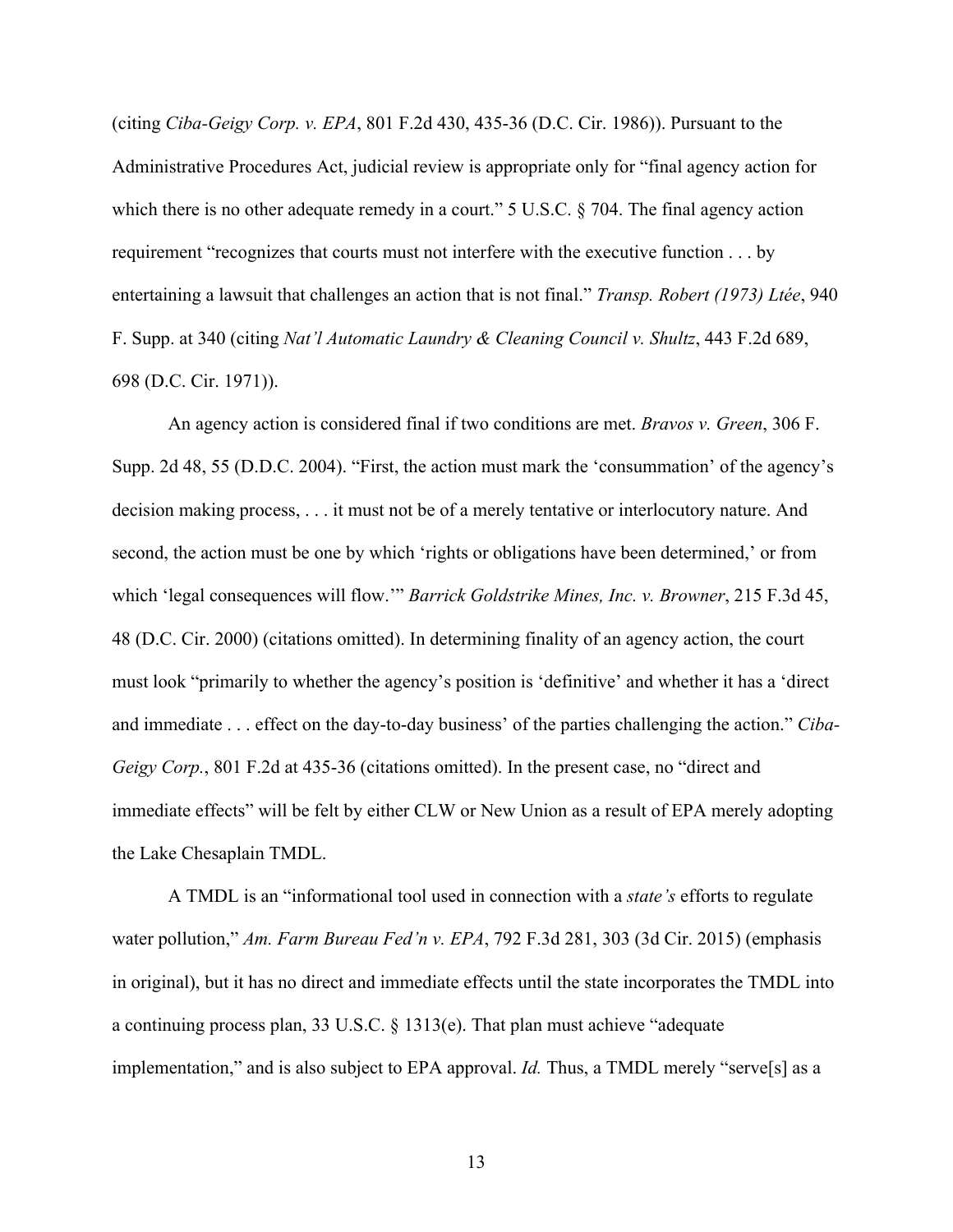(citing *Ciba-Geigy Corp. v. EPA*, 801 F.2d 430, 435-36 (D.C. Cir. 1986)). Pursuant to the Administrative Procedures Act, judicial review is appropriate only for "final agency action for which there is no other adequate remedy in a court." 5 U.S.C. § 704. The final agency action requirement "recognizes that courts must not interfere with the executive function . . . by entertaining a lawsuit that challenges an action that is not final." *Transp. Robert (1973) Ltée*, 940 F. Supp. at 340 (citing *Nat'l Automatic Laundry & Cleaning Council v. Shultz*, 443 F.2d 689, 698 (D.C. Cir. 1971)).

An agency action is considered final if two conditions are met. *Bravos v. Green*, 306 F. Supp. 2d 48, 55 (D.D.C. 2004). "First, the action must mark the 'consummation' of the agency's decision making process, . . . it must not be of a merely tentative or interlocutory nature. And second, the action must be one by which 'rights or obligations have been determined,' or from which 'legal consequences will flow.'" *Barrick Goldstrike Mines, Inc. v. Browner*, 215 F.3d 45, 48 (D.C. Cir. 2000) (citations omitted). In determining finality of an agency action, the court must look "primarily to whether the agency's position is 'definitive' and whether it has a 'direct and immediate . . . effect on the day-to-day business' of the parties challenging the action." *Ciba-Geigy Corp.*, 801 F.2d at 435-36 (citations omitted). In the present case, no "direct and immediate effects" will be felt by either CLW or New Union as a result of EPA merely adopting the Lake Chesaplain TMDL.

A TMDL is an "informational tool used in connection with a *state's* efforts to regulate water pollution," *Am. Farm Bureau Fed'n v. EPA*, 792 F.3d 281, 303 (3d Cir. 2015) (emphasis in original), but it has no direct and immediate effects until the state incorporates the TMDL into a continuing process plan, 33 U.S.C. § 1313(e). That plan must achieve "adequate implementation," and is also subject to EPA approval. *Id.* Thus, a TMDL merely "serve[s] as a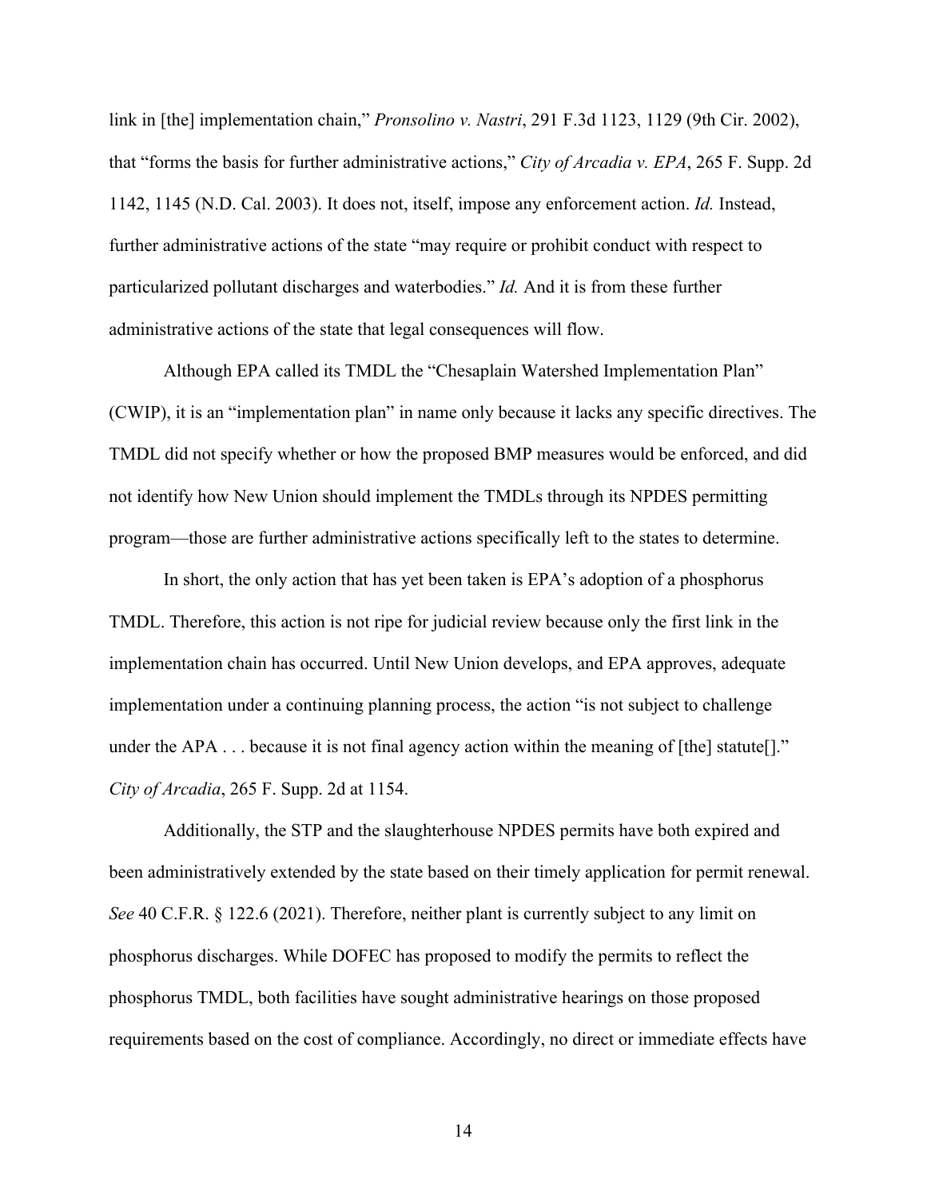link in [the] implementation chain," *Pronsolino v. Nastri*, 291 F.3d 1123, 1129 (9th Cir. 2002), that "forms the basis for further administrative actions," *City of Arcadia v. EPA*, 265 F. Supp. 2d 1142, 1145 (N.D. Cal. 2003). It does not, itself, impose any enforcement action. *Id.* Instead, further administrative actions of the state "may require or prohibit conduct with respect to particularized pollutant discharges and waterbodies." *Id.* And it is from these further administrative actions of the state that legal consequences will flow.

Although EPA called its TMDL the "Chesaplain Watershed Implementation Plan" (CWIP), it is an "implementation plan" in name only because it lacks any specific directives. The TMDL did not specify whether or how the proposed BMP measures would be enforced, and did not identify how New Union should implement the TMDLs through its NPDES permitting program—those are further administrative actions specifically left to the states to determine.

In short, the only action that has yet been taken is EPA's adoption of a phosphorus TMDL. Therefore, this action is not ripe for judicial review because only the first link in the implementation chain has occurred. Until New Union develops, and EPA approves, adequate implementation under a continuing planning process, the action "is not subject to challenge under the APA . . . because it is not final agency action within the meaning of [the] statute[]." *City of Arcadia*, 265 F. Supp. 2d at 1154.

Additionally, the STP and the slaughterhouse NPDES permits have both expired and been administratively extended by the state based on their timely application for permit renewal. *See* 40 C.F.R. § 122.6 (2021). Therefore, neither plant is currently subject to any limit on phosphorus discharges. While DOFEC has proposed to modify the permits to reflect the phosphorus TMDL, both facilities have sought administrative hearings on those proposed requirements based on the cost of compliance. Accordingly, no direct or immediate effects have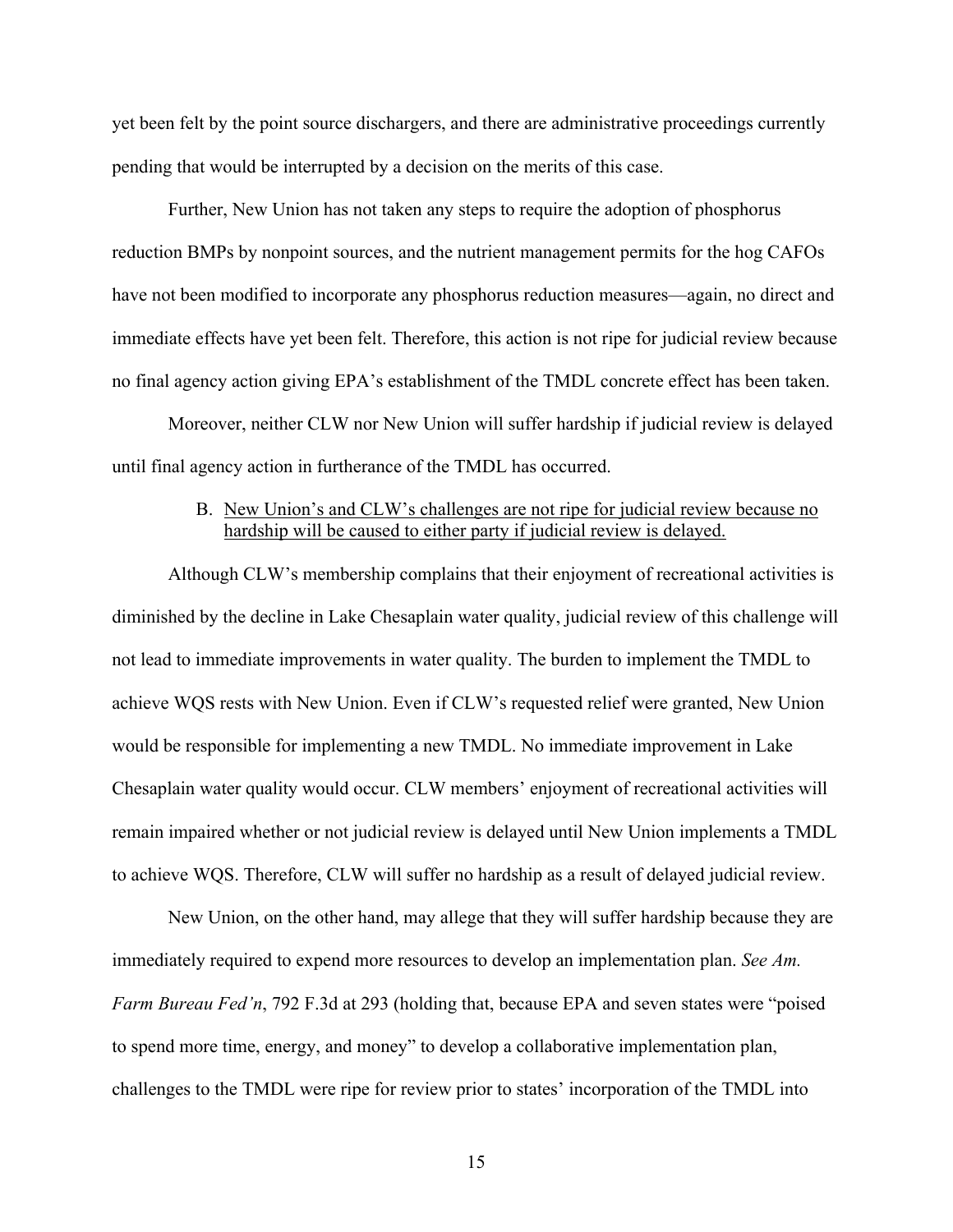yet been felt by the point source dischargers, and there are administrative proceedings currently pending that would be interrupted by a decision on the merits of this case.

Further, New Union has not taken any steps to require the adoption of phosphorus reduction BMPs by nonpoint sources, and the nutrient management permits for the hog CAFOs have not been modified to incorporate any phosphorus reduction measures—again, no direct and immediate effects have yet been felt. Therefore, this action is not ripe for judicial review because no final agency action giving EPA's establishment of the TMDL concrete effect has been taken.

Moreover, neither CLW nor New Union will suffer hardship if judicial review is delayed until final agency action in furtherance of the TMDL has occurred.

### B. New Union's and CLW's challenges are not ripe for judicial review because no hardship will be caused to either party if judicial review is delayed.

Although CLW's membership complains that their enjoyment of recreational activities is diminished by the decline in Lake Chesaplain water quality, judicial review of this challenge will not lead to immediate improvements in water quality. The burden to implement the TMDL to achieve WQS rests with New Union. Even if CLW's requested relief were granted, New Union would be responsible for implementing a new TMDL. No immediate improvement in Lake Chesaplain water quality would occur. CLW members' enjoyment of recreational activities will remain impaired whether or not judicial review is delayed until New Union implements a TMDL to achieve WQS. Therefore, CLW will suffer no hardship as a result of delayed judicial review.

New Union, on the other hand, may allege that they will suffer hardship because they are immediately required to expend more resources to develop an implementation plan. *See Am. Farm Bureau Fed'n*, 792 F.3d at 293 (holding that, because EPA and seven states were "poised to spend more time, energy, and money" to develop a collaborative implementation plan, challenges to the TMDL were ripe for review prior to states' incorporation of the TMDL into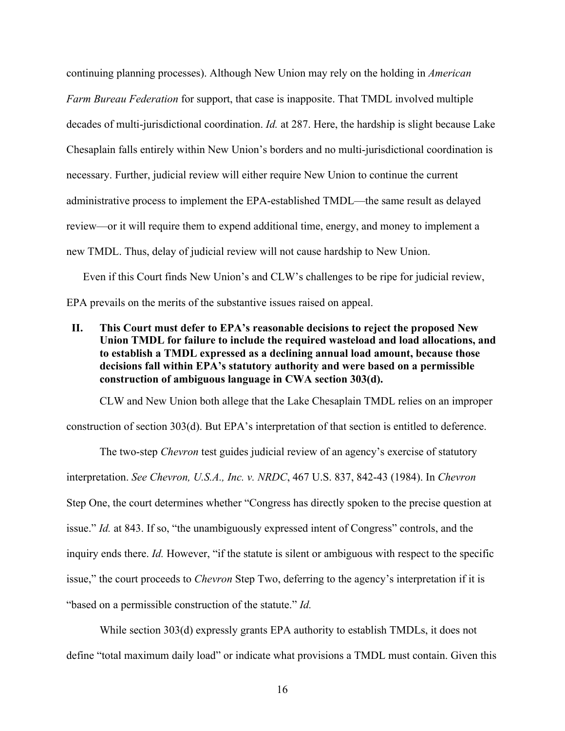continuing planning processes). Although New Union may rely on the holding in *American Farm Bureau Federation* for support, that case is inapposite. That TMDL involved multiple decades of multi-jurisdictional coordination. *Id.* at 287. Here, the hardship is slight because Lake Chesaplain falls entirely within New Union's borders and no multi-jurisdictional coordination is necessary. Further, judicial review will either require New Union to continue the current administrative process to implement the EPA-established TMDL—the same result as delayed review—or it will require them to expend additional time, energy, and money to implement a new TMDL. Thus, delay of judicial review will not cause hardship to New Union.

Even if this Court finds New Union's and CLW's challenges to be ripe for judicial review, EPA prevails on the merits of the substantive issues raised on appeal.

## II. This Court must defer to EPA's reasonable decisions to reject the proposed New Union TMDL for failure to include the required wasteload and load allocations, and to establish a TMDL expressed as a declining annual load amount, because those decisions fall within EPA's statutory authority and were based on a permissible construction of ambiguous language in CWA section 303(d).

CLW and New Union both allege that the Lake Chesaplain TMDL relies on an improper construction of section 303(d). But EPA's interpretation of that section is entitled to deference.

The two-step *Chevron* test guides judicial review of an agency's exercise of statutory interpretation. *See Chevron, U.S.A., Inc. v. NRDC*, 467 U.S. 837, 842-43 (1984). In *Chevron* Step One, the court determines whether "Congress has directly spoken to the precise question at issue." *Id.* at 843. If so, "the unambiguously expressed intent of Congress" controls, and the inquiry ends there. *Id.* However, "if the statute is silent or ambiguous with respect to the specific issue," the court proceeds to *Chevron* Step Two, deferring to the agency's interpretation if it is "based on a permissible construction of the statute." *Id.*

While section 303(d) expressly grants EPA authority to establish TMDLs, it does not define "total maximum daily load" or indicate what provisions a TMDL must contain. Given this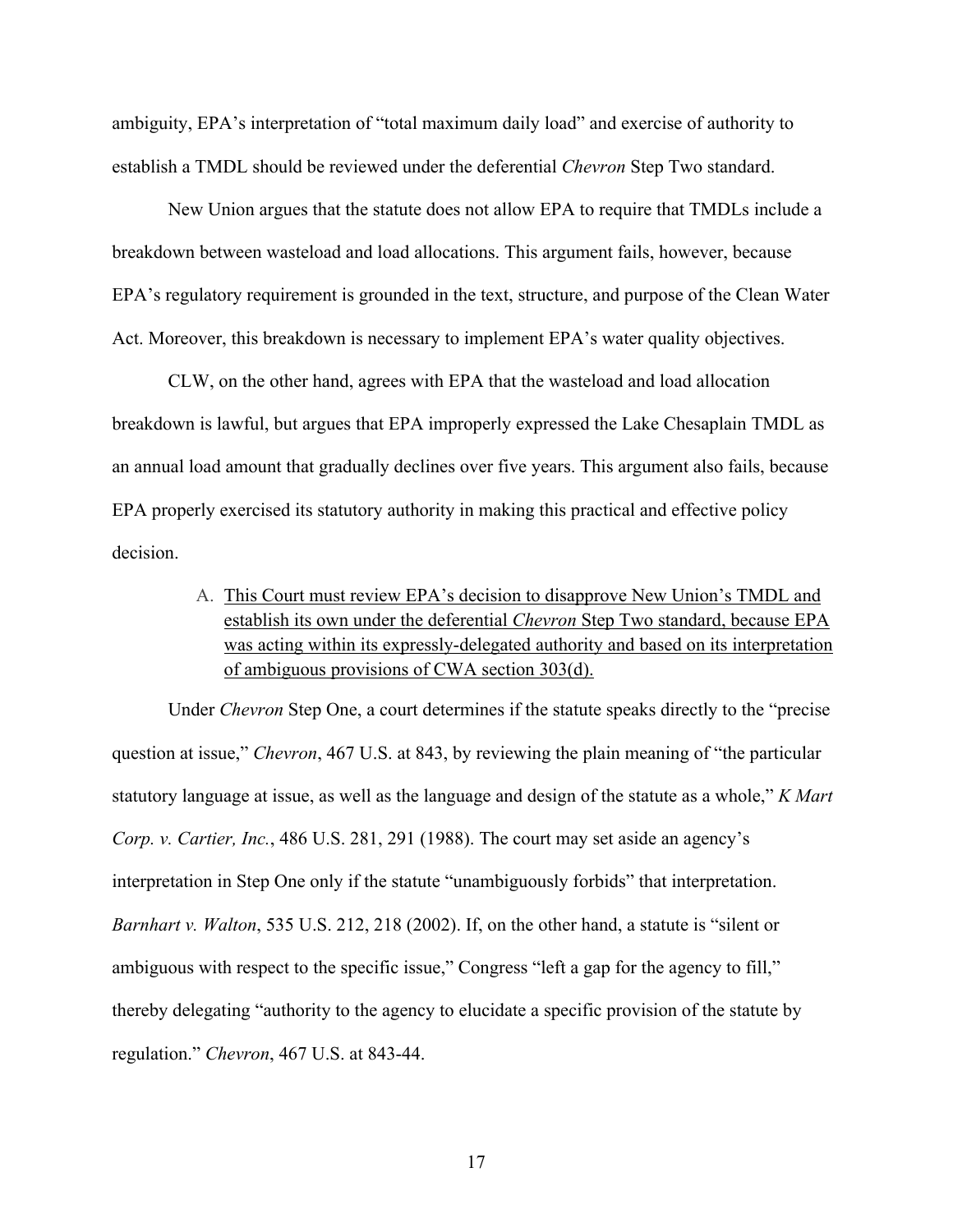ambiguity, EPA's interpretation of "total maximum daily load" and exercise of authority to establish a TMDL should be reviewed under the deferential *Chevron* Step Two standard.

New Union argues that the statute does not allow EPA to require that TMDLs include a breakdown between wasteload and load allocations. This argument fails, however, because EPA's regulatory requirement is grounded in the text, structure, and purpose of the Clean Water Act. Moreover, this breakdown is necessary to implement EPA's water quality objectives.

CLW, on the other hand, agrees with EPA that the wasteload and load allocation breakdown is lawful, but argues that EPA improperly expressed the Lake Chesaplain TMDL as an annual load amount that gradually declines over five years. This argument also fails, because EPA properly exercised its statutory authority in making this practical and effective policy decision.

### A. <u>This Court must review EPA's decision to disapprove New Union's TMDL and establish its own under the deferential *Chevron* Step Two standard, because EPA was acting within its expressly-delegated authority and based on its interpretation of ambiguous provisions of CWA section 303(d).</u>

Under *Chevron* Step One, a court determines if the statute speaks directly to the "precise question at issue," *Chevron*, 467 U.S. at 843, by reviewing the plain meaning of "the particular statutory language at issue, as well as the language and design of the statute as a whole," *K Mart Corp. v. Cartier, Inc.*, 486 U.S. 281, 291 (1988). The court may set aside an agency's interpretation in Step One only if the statute "unambiguously forbids" that interpretation. *Barnhart v. Walton*, 535 U.S. 212, 218 (2002). If, on the other hand, a statute is "silent or ambiguous with respect to the specific issue," Congress "left a gap for the agency to fill," thereby delegating "authority to the agency to elucidate a specific provision of the statute by regulation." *Chevron*, 467 U.S. at 843-44.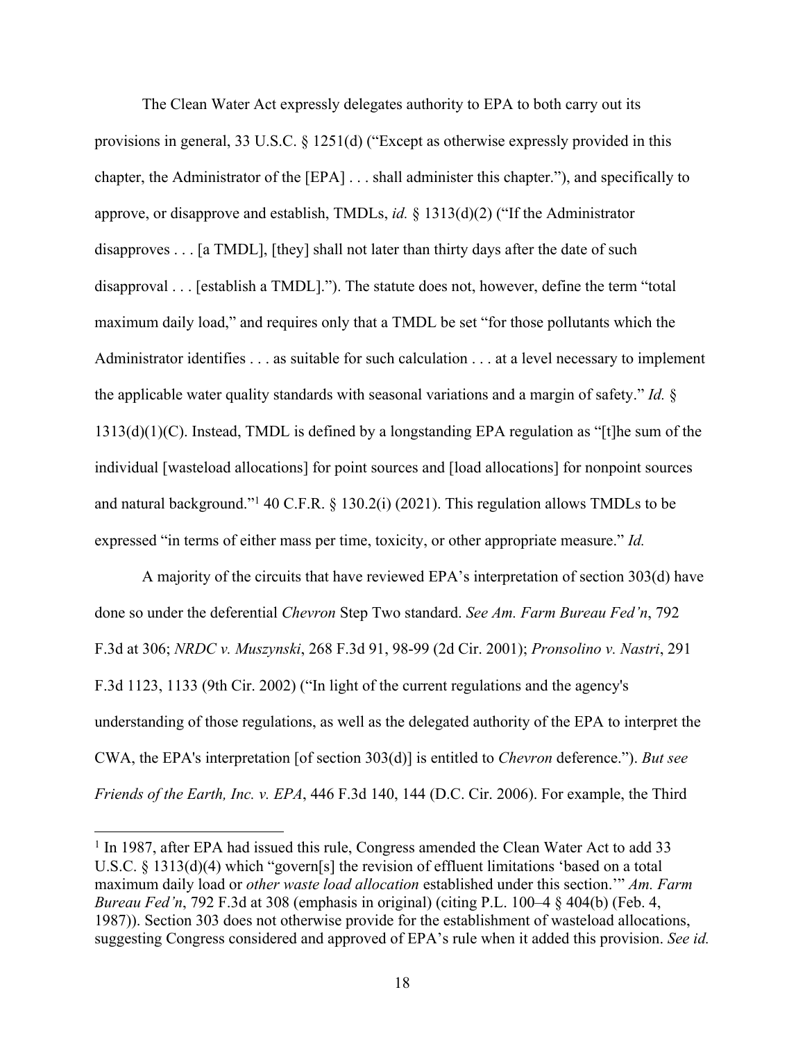The Clean Water Act expressly delegates authority to EPA to both carry out its provisions in general, 33 U.S.C. § 1251(d) ("Except as otherwise expressly provided in this chapter, the Administrator of the [EPA] . . . shall administer this chapter."), and specifically to approve, or disapprove and establish, TMDLs, *id.* § 1313(d)(2) ("If the Administrator disapproves . . . [a TMDL], [they] shall not later than thirty days after the date of such disapproval . . . [establish a TMDL]."). The statute does not, however, define the term "total maximum daily load," and requires only that a TMDL be set "for those pollutants which the Administrator identifies . . . as suitable for such calculation . . . at a level necessary to implement the applicable water quality standards with seasonal variations and a margin of safety." *Id.* § 1313(d)(1)(C). Instead, TMDL is defined by a longstanding EPA regulation as "[t]he sum of the individual [wasteload allocations] for point sources and [load allocations] for nonpoint sources and natural background."[1] 40 C.F.R. § 130.2(i) (2021). This regulation allows TMDLs to be expressed "in terms of either mass per time, toxicity, or other appropriate measure." *Id.*

A majority of the circuits that have reviewed EPA's interpretation of section 303(d) have done so under the deferential *Chevron* Step Two standard. *See Am. Farm Bureau Fed'n*, 792 F.3d at 306; *NRDC v. Muszynski*, 268 F.3d 91, 98-99 (2d Cir. 2001); *Pronsolino v. Nastri*, 291 F.3d 1123, 1133 (9th Cir. 2002) ("In light of the current regulations and the agency's understanding of those regulations, as well as the delegated authority of the EPA to interpret the CWA, the EPA's interpretation [of section 303(d)] is entitled to *Chevron* deference."). *But see Friends of the Earth, Inc. v. EPA*, 446 F.3d 140, 144 (D.C. Cir. 2006). For example, the Third

[1] In 1987, after EPA had issued this rule, Congress amended the Clean Water Act to add 33 U.S.C. § 1313(d)(4) which "govern[s] the revision of effluent limitations 'based on a total maximum daily load or *other waste load allocation* established under this section.'" *Am. Farm Bureau Fed'n*, 792 F.3d at 308 (emphasis in original) (citing P.L. 100–4 § 404(b) (Feb. 4, 1987)). Section 303 does not otherwise provide for the establishment of wasteload allocations, suggesting Congress considered and approved of EPA's rule when it added this provision. *See id.*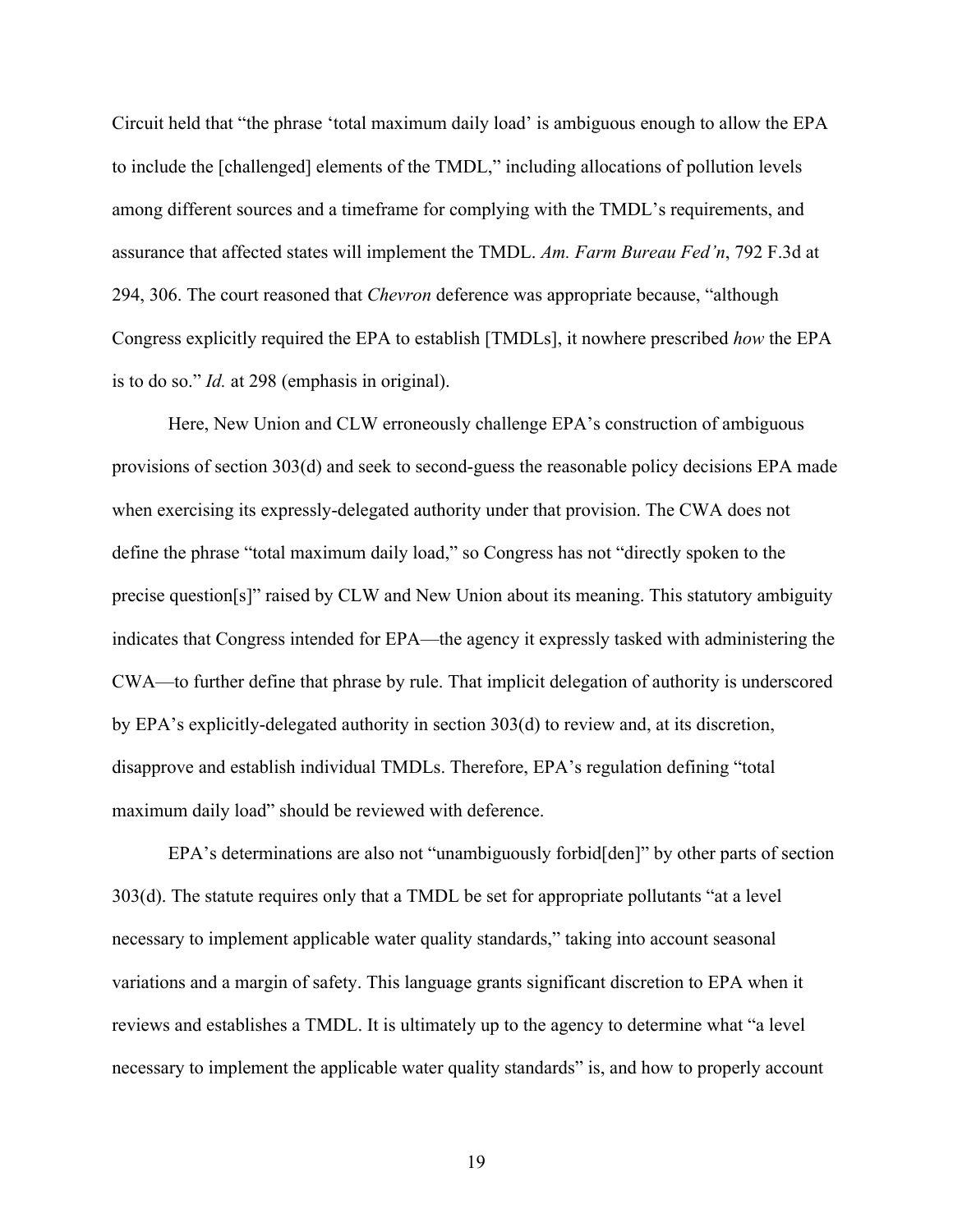Circuit held that "the phrase 'total maximum daily load' is ambiguous enough to allow the EPA to include the [challenged] elements of the TMDL," including allocations of pollution levels among different sources and a timeframe for complying with the TMDL's requirements, and assurance that affected states will implement the TMDL. *Am. Farm Bureau Fed'n*, 792 F.3d at 294, 306. The court reasoned that *Chevron* deference was appropriate because, "although Congress explicitly required the EPA to establish [TMDLs], it nowhere prescribed *how* the EPA is to do so." *Id.* at 298 (emphasis in original).

Here, New Union and CLW erroneously challenge EPA's construction of ambiguous provisions of section 303(d) and seek to second-guess the reasonable policy decisions EPA made when exercising its expressly-delegated authority under that provision. The CWA does not define the phrase "total maximum daily load," so Congress has not "directly spoken to the precise question[s]" raised by CLW and New Union about its meaning. This statutory ambiguity indicates that Congress intended for EPA—the agency it expressly tasked with administering the CWA—to further define that phrase by rule. That implicit delegation of authority is underscored by EPA's explicitly-delegated authority in section 303(d) to review and, at its discretion, disapprove and establish individual TMDLs. Therefore, EPA's regulation defining "total maximum daily load" should be reviewed with deference.

EPA's determinations are also not "unambiguously forbid[den]" by other parts of section 303(d). The statute requires only that a TMDL be set for appropriate pollutants "at a level necessary to implement applicable water quality standards," taking into account seasonal variations and a margin of safety. This language grants significant discretion to EPA when it reviews and establishes a TMDL. It is ultimately up to the agency to determine what "a level necessary to implement the applicable water quality standards" is, and how to properly account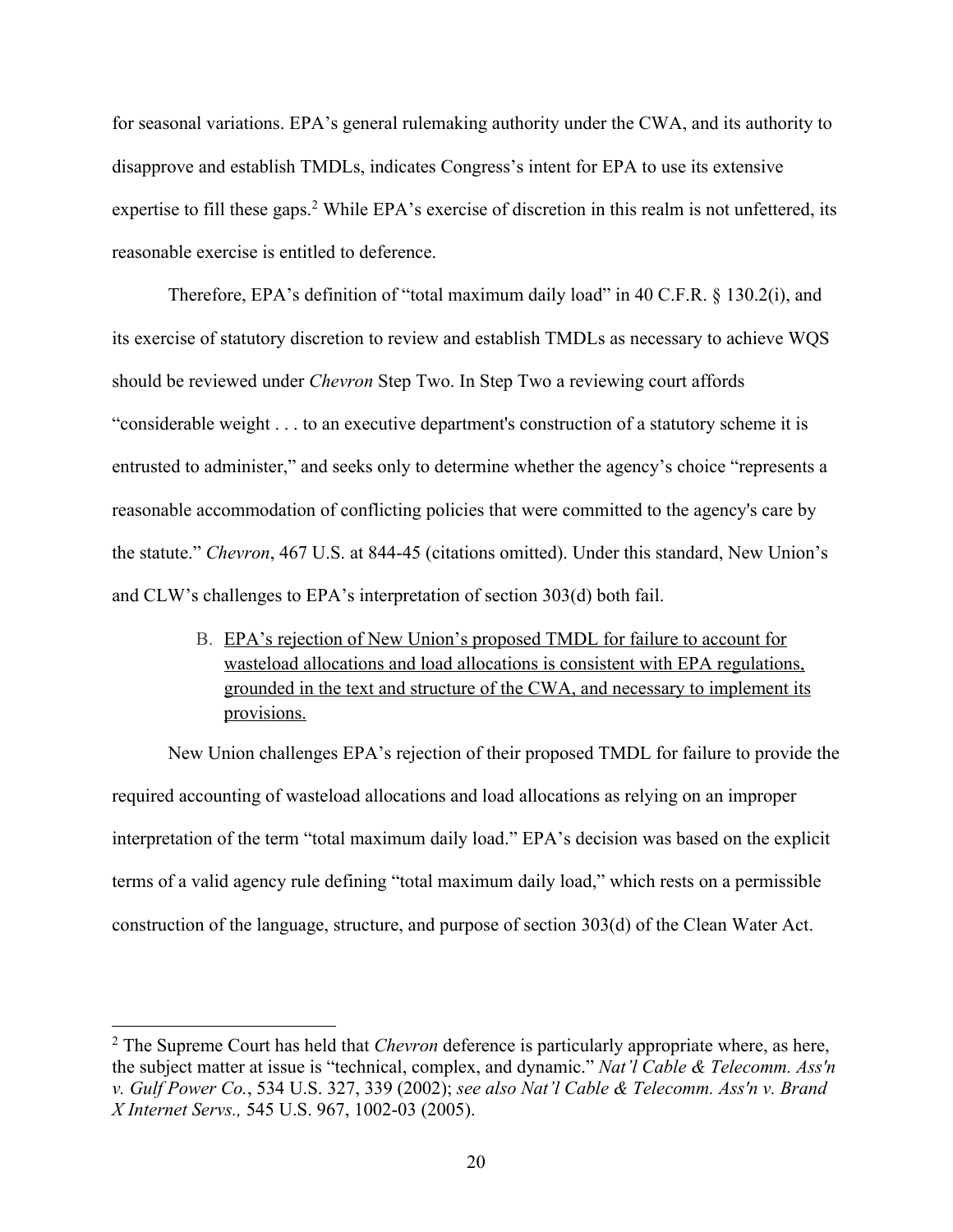for seasonal variations. EPA's general rulemaking authority under the CWA, and its authority to disapprove and establish TMDLs, indicates Congress's intent for EPA to use its extensive expertise to fill these gaps.[2] While EPA's exercise of discretion in this realm is not unfettered, its reasonable exercise is entitled to deference.

Therefore, EPA's definition of "total maximum daily load" in 40 C.F.R. § 130.2(i), and its exercise of statutory discretion to review and establish TMDLs as necessary to achieve WQS should be reviewed under *Chevron* Step Two. In Step Two a reviewing court affords "considerable weight . . . to an executive department's construction of a statutory scheme it is entrusted to administer," and seeks only to determine whether the agency's choice "represents a reasonable accommodation of conflicting policies that were committed to the agency's care by the statute." *Chevron*, 467 U.S. at 844-45 (citations omitted). Under this standard, New Union's and CLW's challenges to EPA's interpretation of section 303(d) both fail.

### B. EPA's rejection of New Union's proposed TMDL for failure to account for wasteload allocations and load allocations is consistent with EPA regulations, grounded in the text and structure of the CWA, and necessary to implement its provisions.

New Union challenges EPA's rejection of their proposed TMDL for failure to provide the required accounting of wasteload allocations and load allocations as relying on an improper interpretation of the term "total maximum daily load." EPA's decision was based on the explicit terms of a valid agency rule defining "total maximum daily load," which rests on a permissible construction of the language, structure, and purpose of section 303(d) of the Clean Water Act.

---

[2] The Supreme Court has held that *Chevron* deference is particularly appropriate where, as here, the subject matter at issue is "technical, complex, and dynamic." *Nat'l Cable & Telecomm. Ass'n v. Gulf Power Co.*, 534 U.S. 327, 339 (2002); *see also Nat'l Cable & Telecomm. Ass'n v. Brand X Internet Servs.,* 545 U.S. 967, 1002-03 (2005).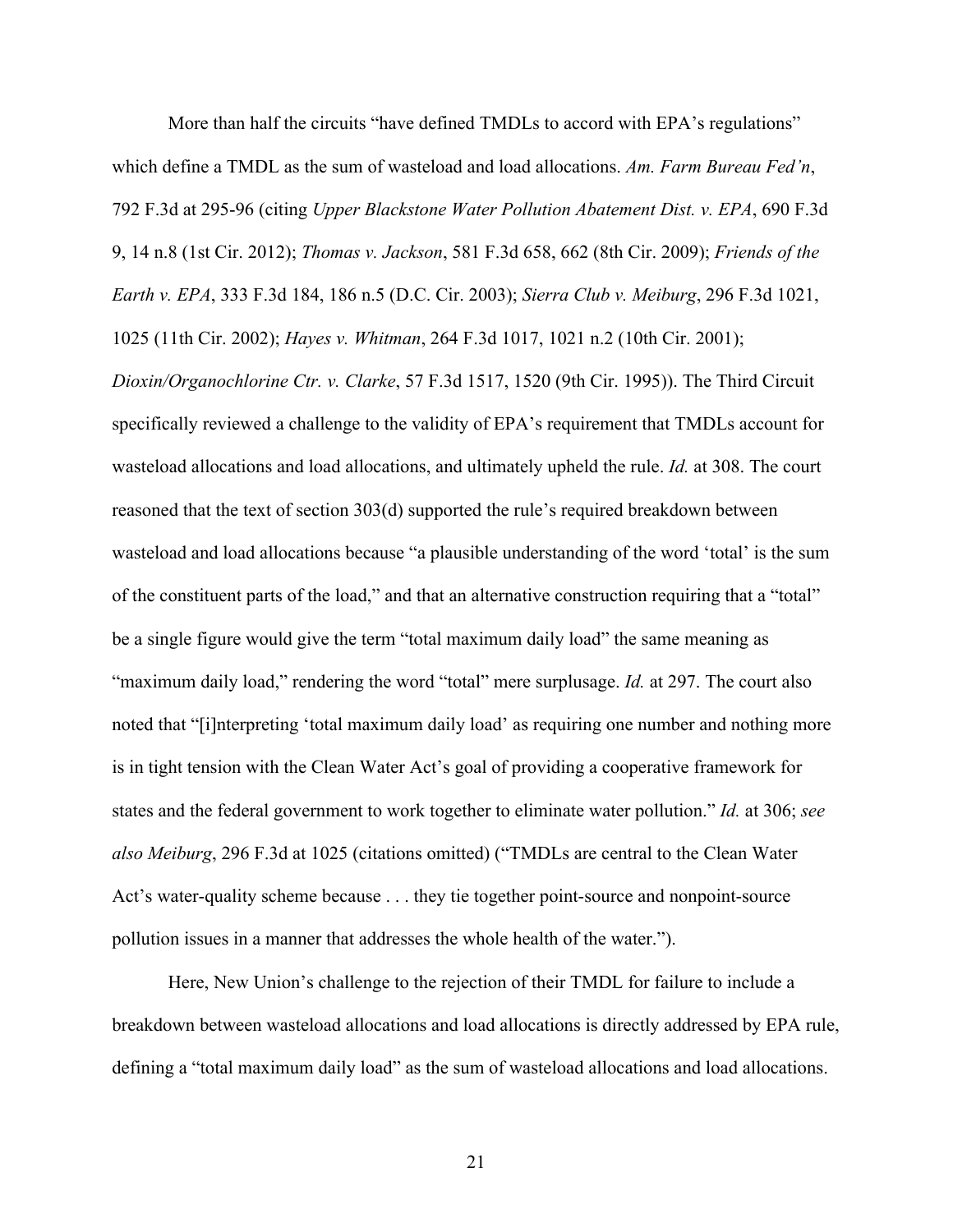More than half the circuits "have defined TMDLs to accord with EPA's regulations" which define a TMDL as the sum of wasteload and load allocations. *Am. Farm Bureau Fed'n*, 792 F.3d at 295-96 (citing *Upper Blackstone Water Pollution Abatement Dist. v. EPA*, 690 F.3d 9, 14 n.8 (1st Cir. 2012); *Thomas v. Jackson*, 581 F.3d 658, 662 (8th Cir. 2009); *Friends of the Earth v. EPA*, 333 F.3d 184, 186 n.5 (D.C. Cir. 2003); *Sierra Club v. Meiburg*, 296 F.3d 1021, 1025 (11th Cir. 2002); *Hayes v. Whitman*, 264 F.3d 1017, 1021 n.2 (10th Cir. 2001); *Dioxin/Organochlorine Ctr. v. Clarke*, 57 F.3d 1517, 1520 (9th Cir. 1995)). The Third Circuit specifically reviewed a challenge to the validity of EPA's requirement that TMDLs account for wasteload allocations and load allocations, and ultimately upheld the rule. *Id.* at 308. The court reasoned that the text of section 303(d) supported the rule's required breakdown between wasteload and load allocations because "a plausible understanding of the word 'total' is the sum of the constituent parts of the load," and that an alternative construction requiring that a "total" be a single figure would give the term "total maximum daily load" the same meaning as "maximum daily load," rendering the word "total" mere surplusage. *Id.* at 297. The court also noted that "[i]nterpreting 'total maximum daily load' as requiring one number and nothing more is in tight tension with the Clean Water Act's goal of providing a cooperative framework for states and the federal government to work together to eliminate water pollution." *Id.* at 306; *see also Meiburg*, 296 F.3d at 1025 (citations omitted) ("TMDLs are central to the Clean Water Act's water-quality scheme because . . . they tie together point-source and nonpoint-source pollution issues in a manner that addresses the whole health of the water.").

Here, New Union's challenge to the rejection of their TMDL for failure to include a breakdown between wasteload allocations and load allocations is directly addressed by EPA rule, defining a "total maximum daily load" as the sum of wasteload allocations and load allocations.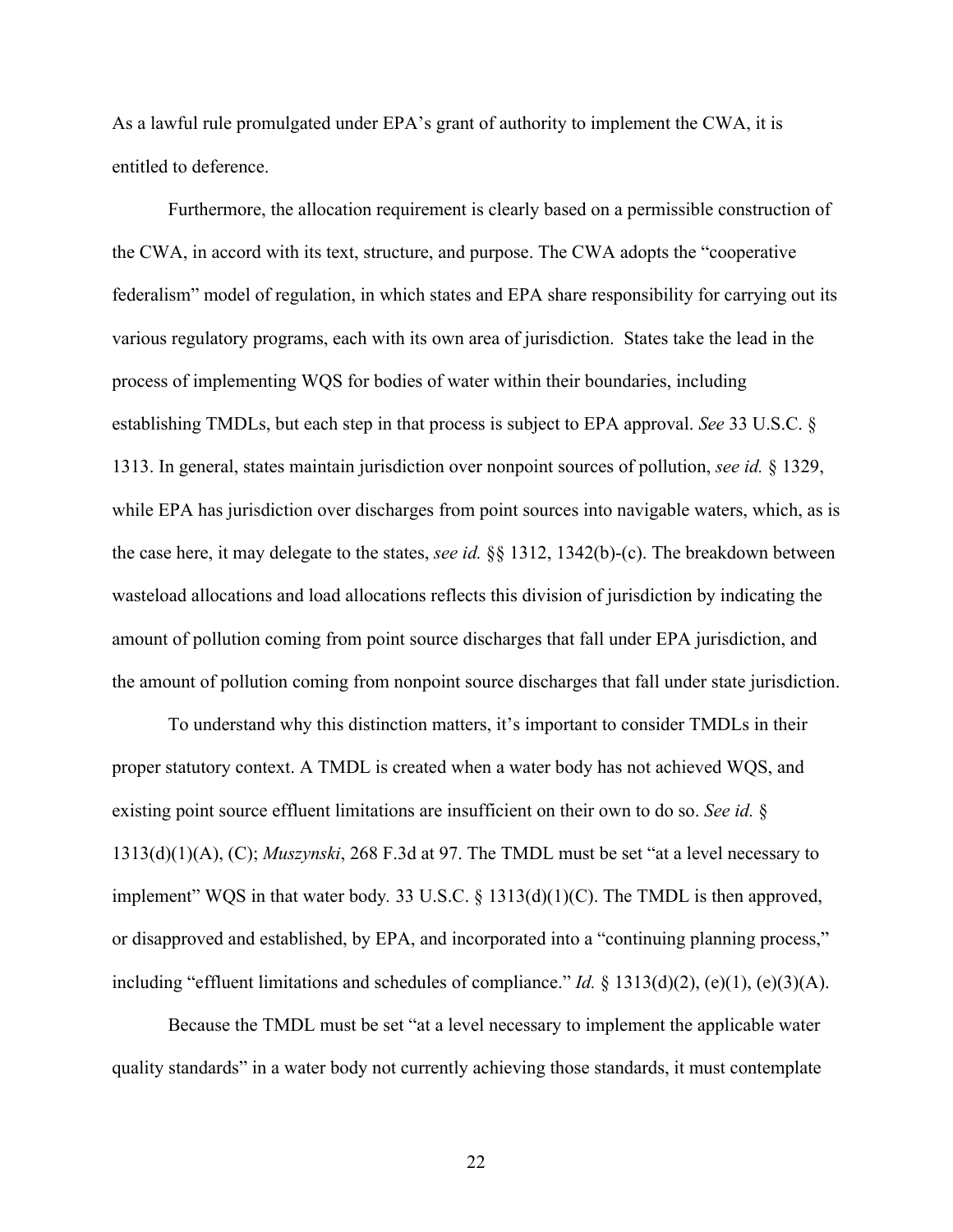As a lawful rule promulgated under EPA's grant of authority to implement the CWA, it is entitled to deference.

Furthermore, the allocation requirement is clearly based on a permissible construction of the CWA, in accord with its text, structure, and purpose. The CWA adopts the "cooperative federalism" model of regulation, in which states and EPA share responsibility for carrying out its various regulatory programs, each with its own area of jurisdiction. States take the lead in the process of implementing WQS for bodies of water within their boundaries, including establishing TMDLs, but each step in that process is subject to EPA approval. *See* 33 U.S.C. § 1313. In general, states maintain jurisdiction over nonpoint sources of pollution, *see id.* § 1329, while EPA has jurisdiction over discharges from point sources into navigable waters, which, as is the case here, it may delegate to the states, *see id.* §§ 1312, 1342(b)-(c). The breakdown between wasteload allocations and load allocations reflects this division of jurisdiction by indicating the amount of pollution coming from point source discharges that fall under EPA jurisdiction, and the amount of pollution coming from nonpoint source discharges that fall under state jurisdiction.

To understand why this distinction matters, it's important to consider TMDLs in their proper statutory context. A TMDL is created when a water body has not achieved WQS, and existing point source effluent limitations are insufficient on their own to do so. *See id.* § 1313(d)(1)(A), (C); *Muszynski*, 268 F.3d at 97. The TMDL must be set "at a level necessary to implement" WQS in that water body. 33 U.S.C. § 1313(d)(1)(C). The TMDL is then approved, or disapproved and established, by EPA, and incorporated into a "continuing planning process," including "effluent limitations and schedules of compliance." *Id.* § 1313(d)(2), (e)(1), (e)(3)(A).

Because the TMDL must be set "at a level necessary to implement the applicable water quality standards" in a water body not currently achieving those standards, it must contemplate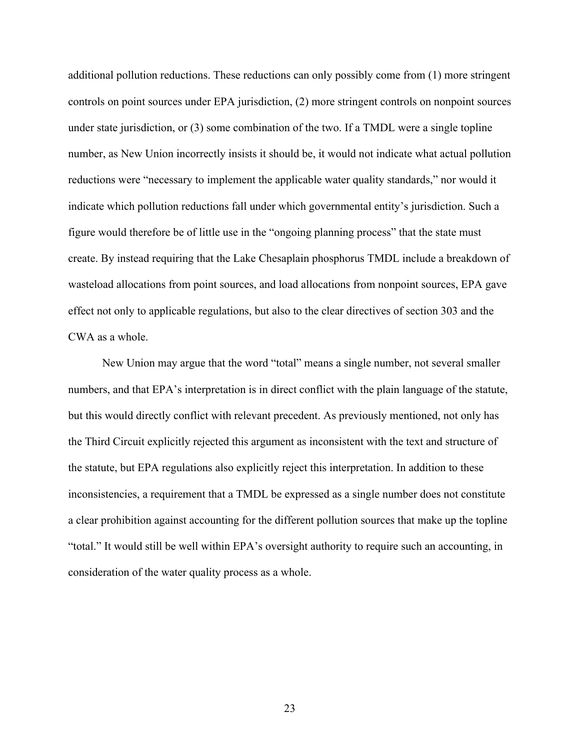additional pollution reductions. These reductions can only possibly come from (1) more stringent controls on point sources under EPA jurisdiction, (2) more stringent controls on nonpoint sources under state jurisdiction, or (3) some combination of the two. If a TMDL were a single topline number, as New Union incorrectly insists it should be, it would not indicate what actual pollution reductions were "necessary to implement the applicable water quality standards," nor would it indicate which pollution reductions fall under which governmental entity's jurisdiction. Such a figure would therefore be of little use in the "ongoing planning process" that the state must create. By instead requiring that the Lake Chesaplain phosphorus TMDL include a breakdown of wasteload allocations from point sources, and load allocations from nonpoint sources, EPA gave effect not only to applicable regulations, but also to the clear directives of section 303 and the CWA as a whole.

New Union may argue that the word "total" means a single number, not several smaller numbers, and that EPA's interpretation is in direct conflict with the plain language of the statute, but this would directly conflict with relevant precedent. As previously mentioned, not only has the Third Circuit explicitly rejected this argument as inconsistent with the text and structure of the statute, but EPA regulations also explicitly reject this interpretation. In addition to these inconsistencies, a requirement that a TMDL be expressed as a single number does not constitute a clear prohibition against accounting for the different pollution sources that make up the topline "total." It would still be well within EPA's oversight authority to require such an accounting, in consideration of the water quality process as a whole.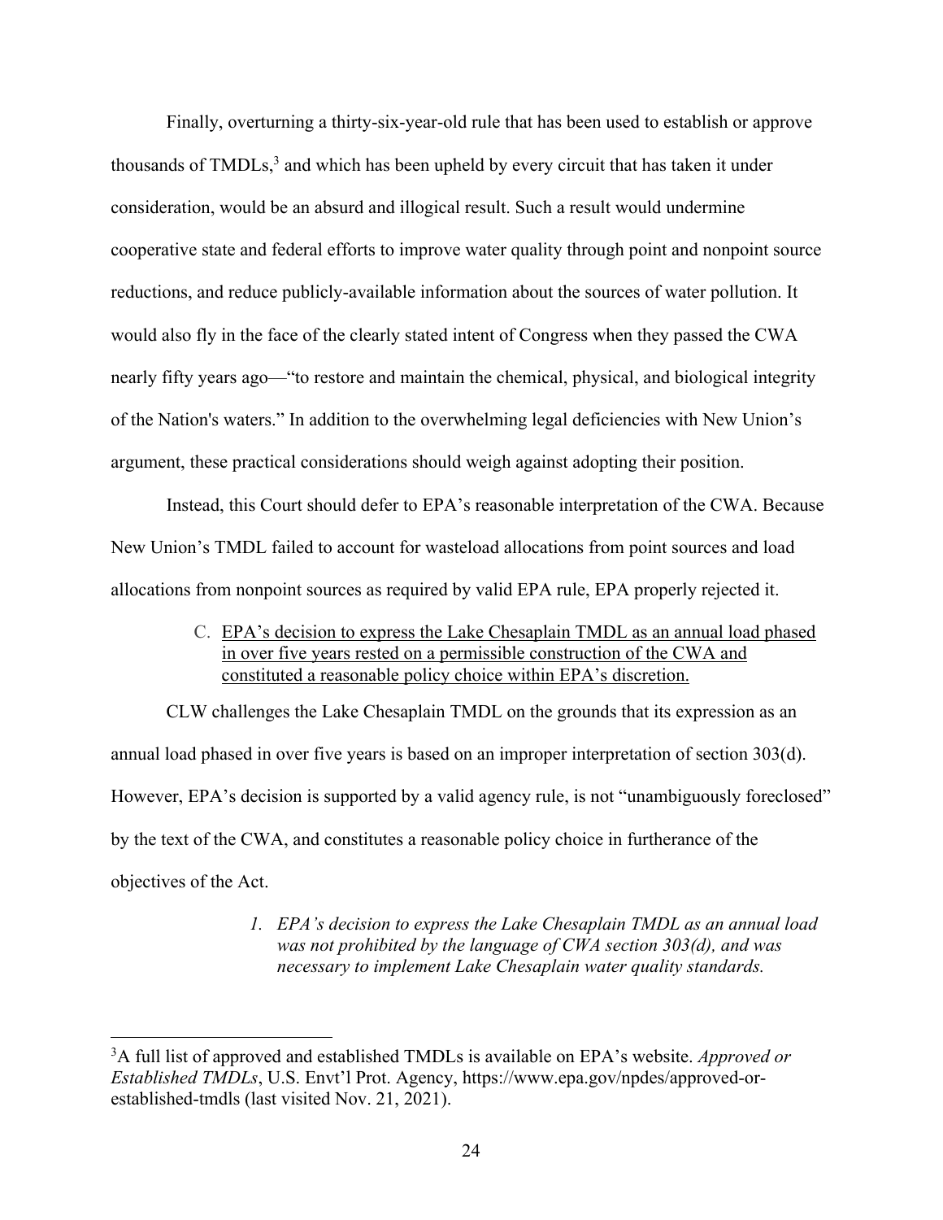Finally, overturning a thirty-six-year-old rule that has been used to establish or approve thousands of TMDLs,[3] and which has been upheld by every circuit that has taken it under consideration, would be an absurd and illogical result. Such a result would undermine cooperative state and federal efforts to improve water quality through point and nonpoint source reductions, and reduce publicly-available information about the sources of water pollution. It would also fly in the face of the clearly stated intent of Congress when they passed the CWA nearly fifty years ago—"to restore and maintain the chemical, physical, and biological integrity of the Nation's waters." In addition to the overwhelming legal deficiencies with New Union's argument, these practical considerations should weigh against adopting their position.

Instead, this Court should defer to EPA's reasonable interpretation of the CWA. Because New Union's TMDL failed to account for wasteload allocations from point sources and load allocations from nonpoint sources as required by valid EPA rule, EPA properly rejected it.

### C. EPA's decision to express the Lake Chesaplain TMDL as an annual load phased in over five years rested on a permissible construction of the CWA and constituted a reasonable policy choice within EPA's discretion.

CLW challenges the Lake Chesaplain TMDL on the grounds that its expression as an annual load phased in over five years is based on an improper interpretation of section 303(d). However, EPA's decision is supported by a valid agency rule, is not "unambiguously foreclosed" by the text of the CWA, and constitutes a reasonable policy choice in furtherance of the objectives of the Act.

#### *1. EPA's decision to express the Lake Chesaplain TMDL as an annual load was not prohibited by the language of CWA section 303(d), and was necessary to implement Lake Chesaplain water quality standards.*

[3] A full list of approved and established TMDLs is available on EPA's website. *Approved or Established TMDLs*, U.S. Envt'l Prot. Agency, https://www.epa.gov/npdes/approved-or-established-tmdls (last visited Nov. 21, 2021).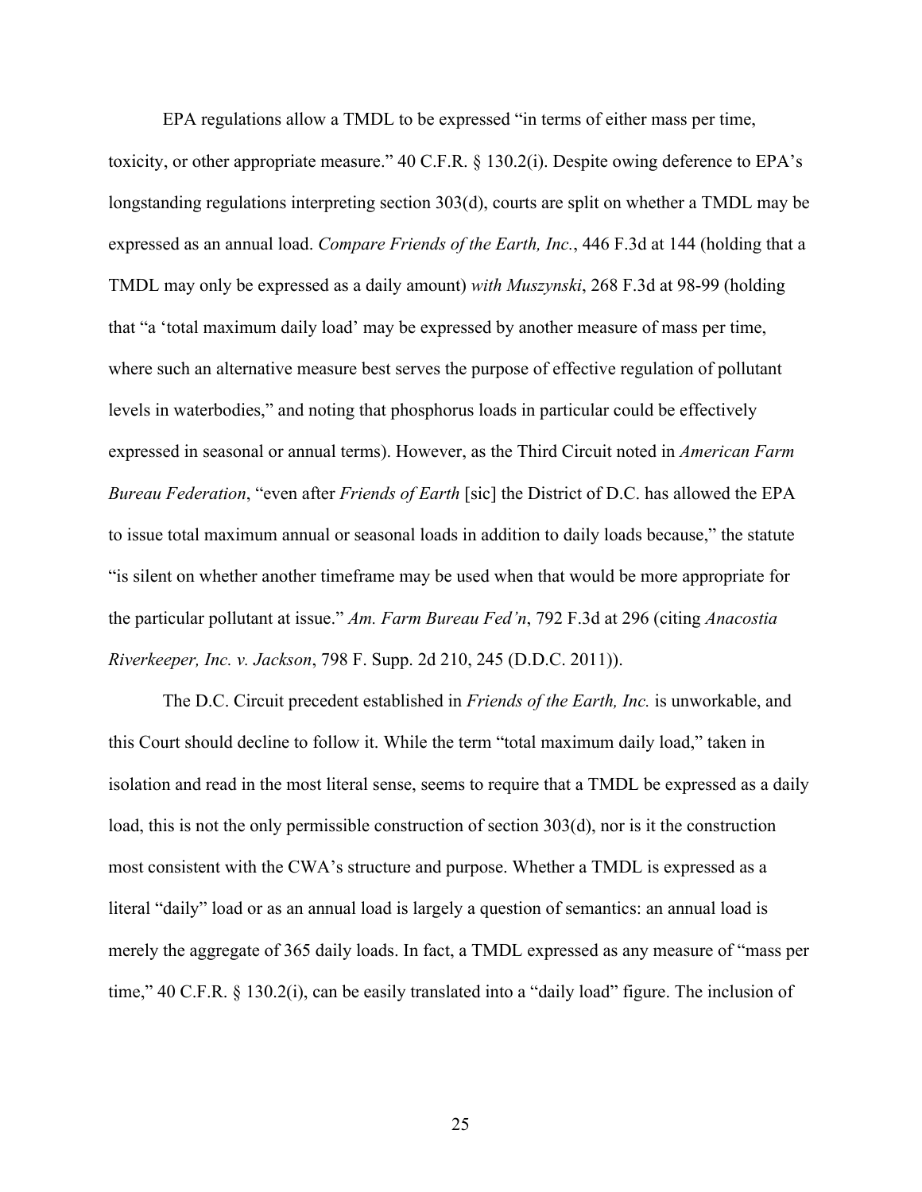EPA regulations allow a TMDL to be expressed "in terms of either mass per time, toxicity, or other appropriate measure." 40 C.F.R. § 130.2(i). Despite owing deference to EPA's longstanding regulations interpreting section 303(d), courts are split on whether a TMDL may be expressed as an annual load. *Compare Friends of the Earth, Inc.*, 446 F.3d at 144 (holding that a TMDL may only be expressed as a daily amount) *with Muszynski*, 268 F.3d at 98-99 (holding that "a 'total maximum daily load' may be expressed by another measure of mass per time, where such an alternative measure best serves the purpose of effective regulation of pollutant levels in waterbodies," and noting that phosphorus loads in particular could be effectively expressed in seasonal or annual terms). However, as the Third Circuit noted in *American Farm Bureau Federation*, "even after *Friends of Earth* [sic] the District of D.C. has allowed the EPA to issue total maximum annual or seasonal loads in addition to daily loads because," the statute "is silent on whether another timeframe may be used when that would be more appropriate for the particular pollutant at issue." *Am. Farm Bureau Fed'n*, 792 F.3d at 296 (citing *Anacostia Riverkeeper, Inc. v. Jackson*, 798 F. Supp. 2d 210, 245 (D.D.C. 2011)).

The D.C. Circuit precedent established in *Friends of the Earth, Inc.* is unworkable, and this Court should decline to follow it. While the term "total maximum daily load," taken in isolation and read in the most literal sense, seems to require that a TMDL be expressed as a daily load, this is not the only permissible construction of section 303(d), nor is it the construction most consistent with the CWA's structure and purpose. Whether a TMDL is expressed as a literal "daily" load or as an annual load is largely a question of semantics: an annual load is merely the aggregate of 365 daily loads. In fact, a TMDL expressed as any measure of "mass per time," 40 C.F.R. § 130.2(i), can be easily translated into a "daily load" figure. The inclusion of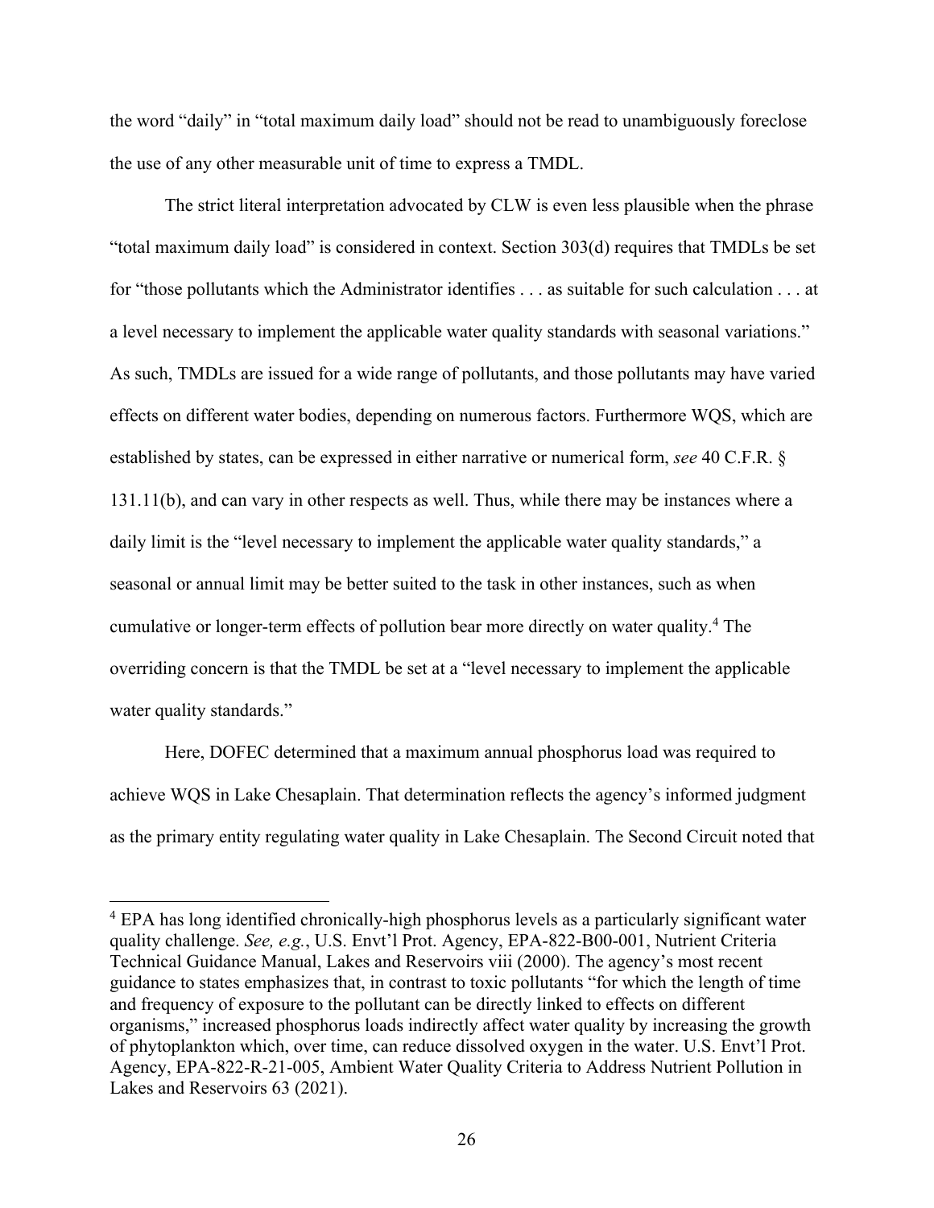the word "daily" in "total maximum daily load" should not be read to unambiguously foreclose the use of any other measurable unit of time to express a TMDL.

The strict literal interpretation advocated by CLW is even less plausible when the phrase "total maximum daily load" is considered in context. Section 303(d) requires that TMDLs be set for "those pollutants which the Administrator identifies . . . as suitable for such calculation . . . at a level necessary to implement the applicable water quality standards with seasonal variations." As such, TMDLs are issued for a wide range of pollutants, and those pollutants may have varied effects on different water bodies, depending on numerous factors. Furthermore WQS, which are established by states, can be expressed in either narrative or numerical form, *see* 40 C.F.R. § 131.11(b), and can vary in other respects as well. Thus, while there may be instances where a daily limit is the "level necessary to implement the applicable water quality standards," a seasonal or annual limit may be better suited to the task in other instances, such as when cumulative or longer-term effects of pollution bear more directly on water quality.[4] The overriding concern is that the TMDL be set at a "level necessary to implement the applicable water quality standards."

Here, DOFEC determined that a maximum annual phosphorus load was required to achieve WQS in Lake Chesaplain. That determination reflects the agency's informed judgment as the primary entity regulating water quality in Lake Chesaplain. The Second Circuit noted that

[4] EPA has long identified chronically-high phosphorus levels as a particularly significant water quality challenge. *See, e.g.*, U.S. Envt'l Prot. Agency, EPA-822-B00-001, Nutrient Criteria Technical Guidance Manual, Lakes and Reservoirs viii (2000). The agency's most recent guidance to states emphasizes that, in contrast to toxic pollutants "for which the length of time and frequency of exposure to the pollutant can be directly linked to effects on different organisms," increased phosphorus loads indirectly affect water quality by increasing the growth of phytoplankton which, over time, can reduce dissolved oxygen in the water. U.S. Envt'l Prot. Agency, EPA-822-R-21-005, Ambient Water Quality Criteria to Address Nutrient Pollution in Lakes and Reservoirs 63 (2021).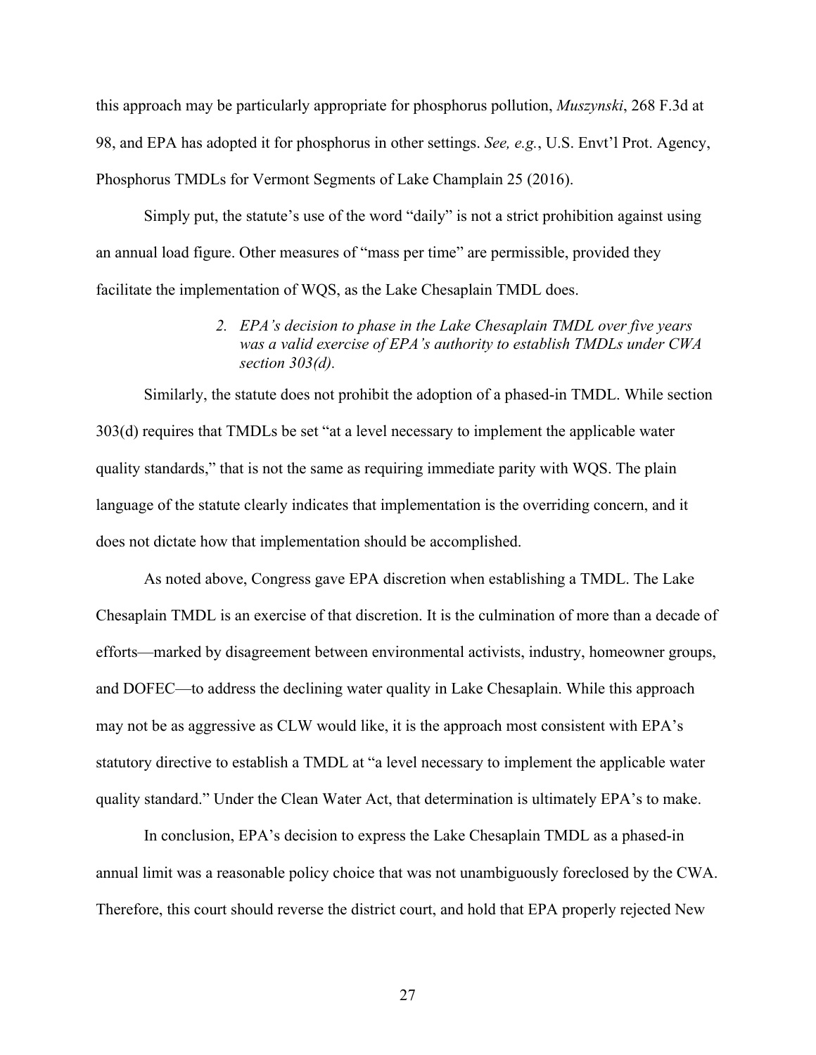this approach may be particularly appropriate for phosphorus pollution, *Muszynski*, 268 F.3d at 98, and EPA has adopted it for phosphorus in other settings. *See, e.g.*, U.S. Envt'l Prot. Agency, Phosphorus TMDLs for Vermont Segments of Lake Champlain 25 (2016).

Simply put, the statute's use of the word "daily" is not a strict prohibition against using an annual load figure. Other measures of "mass per time" are permissible, provided they facilitate the implementation of WQS, as the Lake Chesaplain TMDL does.

> 2. *EPA's decision to phase in the Lake Chesaplain TMDL over five years was a valid exercise of EPA's authority to establish TMDLs under CWA section 303(d).*

Similarly, the statute does not prohibit the adoption of a phased-in TMDL. While section 303(d) requires that TMDLs be set "at a level necessary to implement the applicable water quality standards," that is not the same as requiring immediate parity with WQS. The plain language of the statute clearly indicates that implementation is the overriding concern, and it does not dictate how that implementation should be accomplished.

As noted above, Congress gave EPA discretion when establishing a TMDL. The Lake Chesaplain TMDL is an exercise of that discretion. It is the culmination of more than a decade of efforts—marked by disagreement between environmental activists, industry, homeowner groups, and DOFEC—to address the declining water quality in Lake Chesaplain. While this approach may not be as aggressive as CLW would like, it is the approach most consistent with EPA's statutory directive to establish a TMDL at "a level necessary to implement the applicable water quality standard." Under the Clean Water Act, that determination is ultimately EPA's to make.

In conclusion, EPA's decision to express the Lake Chesaplain TMDL as a phased-in annual limit was a reasonable policy choice that was not unambiguously foreclosed by the CWA. Therefore, this court should reverse the district court, and hold that EPA properly rejected New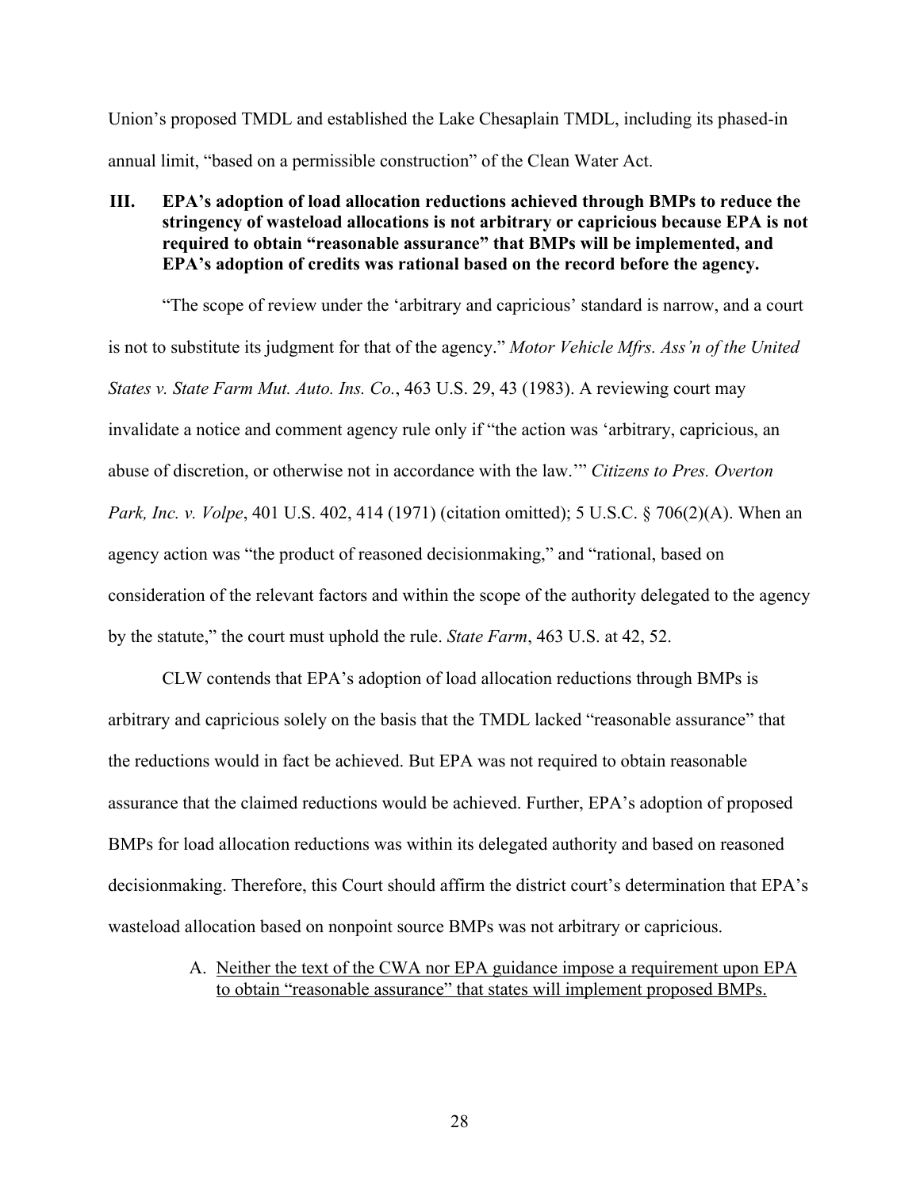Union's proposed TMDL and established the Lake Chesaplain TMDL, including its phased-in annual limit, "based on a permissible construction" of the Clean Water Act.

## III. EPA's adoption of load allocation reductions achieved through BMPs to reduce the stringency of wasteload allocations is not arbitrary or capricious because EPA is not required to obtain "reasonable assurance" that BMPs will be implemented, and EPA's adoption of credits was rational based on the record before the agency.

"The scope of review under the 'arbitrary and capricious' standard is narrow, and a court is not to substitute its judgment for that of the agency." *Motor Vehicle Mfrs. Ass'n of the United States v. State Farm Mut. Auto. Ins. Co.*, 463 U.S. 29, 43 (1983). A reviewing court may invalidate a notice and comment agency rule only if "the action was 'arbitrary, capricious, an abuse of discretion, or otherwise not in accordance with the law.'" *Citizens to Pres. Overton Park, Inc. v. Volpe*, 401 U.S. 402, 414 (1971) (citation omitted); 5 U.S.C. § 706(2)(A). When an agency action was "the product of reasoned decisionmaking," and "rational, based on consideration of the relevant factors and within the scope of the authority delegated to the agency by the statute," the court must uphold the rule. *State Farm*, 463 U.S. at 42, 52.

CLW contends that EPA's adoption of load allocation reductions through BMPs is arbitrary and capricious solely on the basis that the TMDL lacked "reasonable assurance" that the reductions would in fact be achieved. But EPA was not required to obtain reasonable assurance that the claimed reductions would be achieved. Further, EPA's adoption of proposed BMPs for load allocation reductions was within its delegated authority and based on reasoned decisionmaking. Therefore, this Court should affirm the district court's determination that EPA's wasteload allocation based on nonpoint source BMPs was not arbitrary or capricious.

### A. <u>Neither the text of the CWA nor EPA guidance impose a requirement upon EPA to obtain "reasonable assurance" that states will implement proposed BMPs.</u>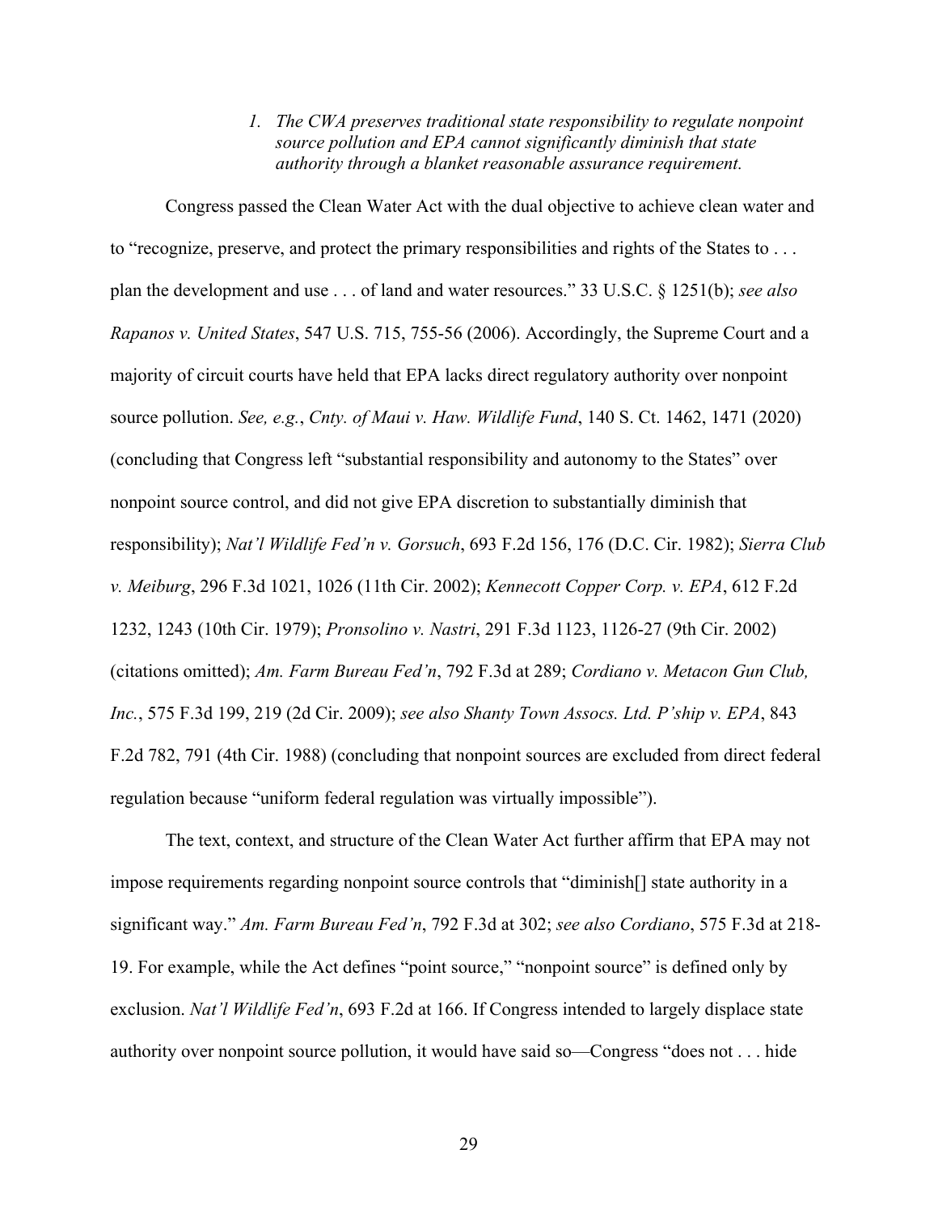*1. The CWA preserves traditional state responsibility to regulate nonpoint source pollution and EPA cannot significantly diminish that state authority through a blanket reasonable assurance requirement.*

Congress passed the Clean Water Act with the dual objective to achieve clean water and to "recognize, preserve, and protect the primary responsibilities and rights of the States to . . . plan the development and use . . . of land and water resources." 33 U.S.C. § 1251(b); *see also Rapanos v. United States*, 547 U.S. 715, 755-56 (2006). Accordingly, the Supreme Court and a majority of circuit courts have held that EPA lacks direct regulatory authority over nonpoint source pollution. *See, e.g.*, *Cnty. of Maui v. Haw. Wildlife Fund*, 140 S. Ct. 1462, 1471 (2020) (concluding that Congress left "substantial responsibility and autonomy to the States" over nonpoint source control, and did not give EPA discretion to substantially diminish that responsibility); *Nat'l Wildlife Fed'n v. Gorsuch*, 693 F.2d 156, 176 (D.C. Cir. 1982); *Sierra Club v. Meiburg*, 296 F.3d 1021, 1026 (11th Cir. 2002); *Kennecott Copper Corp. v. EPA*, 612 F.2d 1232, 1243 (10th Cir. 1979); *Pronsolino v. Nastri*, 291 F.3d 1123, 1126-27 (9th Cir. 2002) (citations omitted); *Am. Farm Bureau Fed'n*, 792 F.3d at 289; *Cordiano v. Metacon Gun Club, Inc.*, 575 F.3d 199, 219 (2d Cir. 2009); *see also Shanty Town Assocs. Ltd. P'ship v. EPA*, 843 F.2d 782, 791 (4th Cir. 1988) (concluding that nonpoint sources are excluded from direct federal regulation because "uniform federal regulation was virtually impossible").

The text, context, and structure of the Clean Water Act further affirm that EPA may not impose requirements regarding nonpoint source controls that "diminish[] state authority in a significant way." *Am. Farm Bureau Fed'n*, 792 F.3d at 302; *see also Cordiano*, 575 F.3d at 218-19. For example, while the Act defines "point source," "nonpoint source" is defined only by exclusion. *Nat'l Wildlife Fed'n*, 693 F.2d at 166. If Congress intended to largely displace state authority over nonpoint source pollution, it would have said so—Congress "does not . . . hide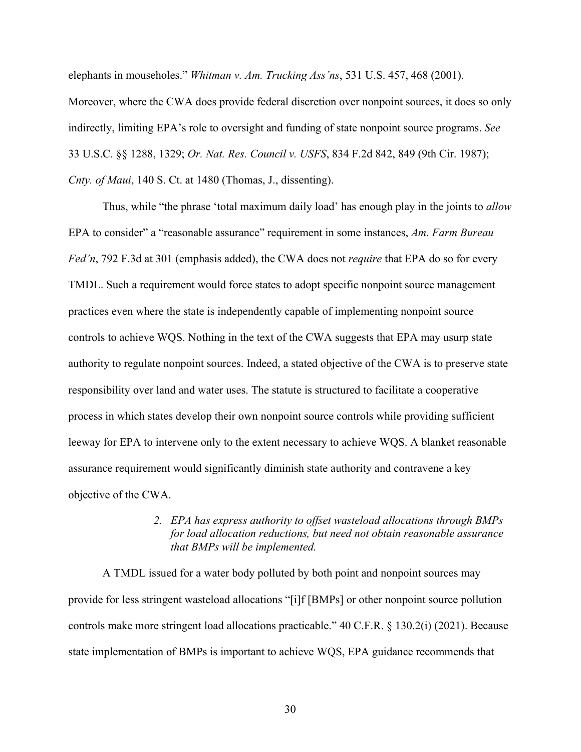elephants in mouseholes." *Whitman v. Am. Trucking Ass'ns*, 531 U.S. 457, 468 (2001). Moreover, where the CWA does provide federal discretion over nonpoint sources, it does so only indirectly, limiting EPA's role to oversight and funding of state nonpoint source programs. *See* 33 U.S.C. §§ 1288, 1329; *Or. Nat. Res. Council v. USFS*, 834 F.2d 842, 849 (9th Cir. 1987); *Cnty. of Maui*, 140 S. Ct. at 1480 (Thomas, J., dissenting).

Thus, while "the phrase 'total maximum daily load' has enough play in the joints to *allow* EPA to consider" a "reasonable assurance" requirement in some instances, *Am. Farm Bureau Fed'n*, 792 F.3d at 301 (emphasis added), the CWA does not *require* that EPA do so for every TMDL. Such a requirement would force states to adopt specific nonpoint source management practices even where the state is independently capable of implementing nonpoint source controls to achieve WQS. Nothing in the text of the CWA suggests that EPA may usurp state authority to regulate nonpoint sources. Indeed, a stated objective of the CWA is to preserve state responsibility over land and water uses. The statute is structured to facilitate a cooperative process in which states develop their own nonpoint source controls while providing sufficient leeway for EPA to intervene only to the extent necessary to achieve WQS. A blanket reasonable assurance requirement would significantly diminish state authority and contravene a key objective of the CWA.

*2. EPA has express authority to offset wasteload allocations through BMPs for load allocation reductions, but need not obtain reasonable assurance that BMPs will be implemented.*

A TMDL issued for a water body polluted by both point and nonpoint sources may provide for less stringent wasteload allocations "[i]f [BMPs] or other nonpoint source pollution controls make more stringent load allocations practicable." 40 C.F.R. § 130.2(i) (2021). Because state implementation of BMPs is important to achieve WQS, EPA guidance recommends that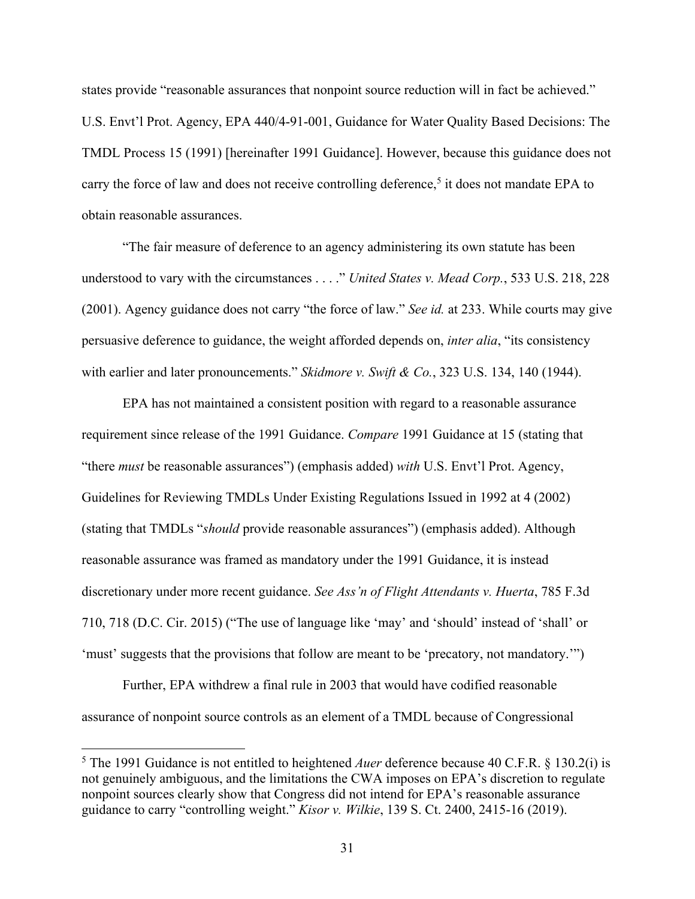states provide "reasonable assurances that nonpoint source reduction will in fact be achieved." U.S. Envt'l Prot. Agency, EPA 440/4-91-001, Guidance for Water Quality Based Decisions: The TMDL Process 15 (1991) [hereinafter 1991 Guidance]. However, because this guidance does not carry the force of law and does not receive controlling deference,[5] it does not mandate EPA to obtain reasonable assurances.

"The fair measure of deference to an agency administering its own statute has been understood to vary with the circumstances . . . ." *United States v. Mead Corp.*, 533 U.S. 218, 228 (2001). Agency guidance does not carry "the force of law." *See id.* at 233. While courts may give persuasive deference to guidance, the weight afforded depends on, *inter alia*, "its consistency with earlier and later pronouncements." *Skidmore v. Swift & Co.*, 323 U.S. 134, 140 (1944).

EPA has not maintained a consistent position with regard to a reasonable assurance requirement since release of the 1991 Guidance. *Compare* 1991 Guidance at 15 (stating that "there *must* be reasonable assurances") (emphasis added) *with* U.S. Envt'l Prot. Agency, Guidelines for Reviewing TMDLs Under Existing Regulations Issued in 1992 at 4 (2002) (stating that TMDLs "*should* provide reasonable assurances") (emphasis added). Although reasonable assurance was framed as mandatory under the 1991 Guidance, it is instead discretionary under more recent guidance. *See Ass'n of Flight Attendants v. Huerta*, 785 F.3d 710, 718 (D.C. Cir. 2015) ("The use of language like 'may' and 'should' instead of 'shall' or 'must' suggests that the provisions that follow are meant to be 'precatory, not mandatory.'")

Further, EPA withdrew a final rule in 2003 that would have codified reasonable assurance of nonpoint source controls as an element of a TMDL because of Congressional

---

[5] The 1991 Guidance is not entitled to heightened *Auer* deference because 40 C.F.R. § 130.2(i) is not genuinely ambiguous, and the limitations the CWA imposes on EPA's discretion to regulate nonpoint sources clearly show that Congress did not intend for EPA's reasonable assurance guidance to carry "controlling weight." *Kisor v. Wilkie*, 139 S. Ct. 2400, 2415-16 (2019).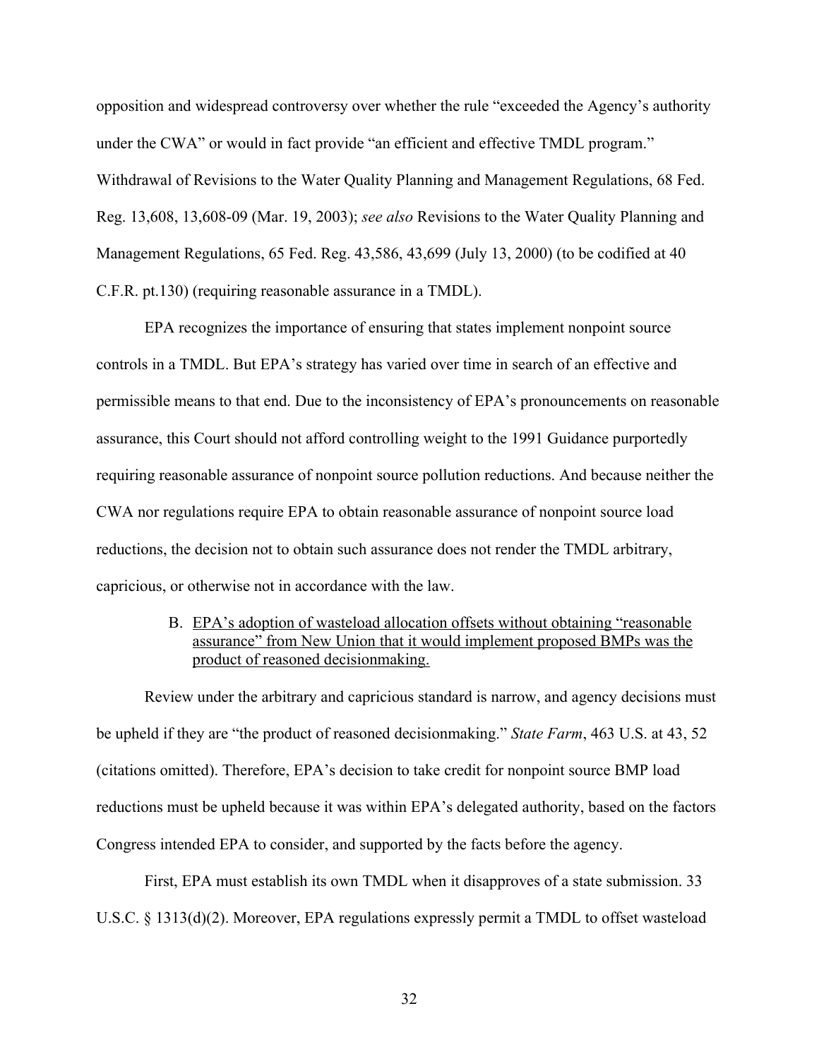opposition and widespread controversy over whether the rule "exceeded the Agency's authority under the CWA" or would in fact provide "an efficient and effective TMDL program." Withdrawal of Revisions to the Water Quality Planning and Management Regulations, 68 Fed. Reg. 13,608, 13,608-09 (Mar. 19, 2003); *see also* Revisions to the Water Quality Planning and Management Regulations, 65 Fed. Reg. 43,586, 43,699 (July 13, 2000) (to be codified at 40 C.F.R. pt.130) (requiring reasonable assurance in a TMDL).

EPA recognizes the importance of ensuring that states implement nonpoint source controls in a TMDL. But EPA's strategy has varied over time in search of an effective and permissible means to that end. Due to the inconsistency of EPA's pronouncements on reasonable assurance, this Court should not afford controlling weight to the 1991 Guidance purportedly requiring reasonable assurance of nonpoint source pollution reductions. And because neither the CWA nor regulations require EPA to obtain reasonable assurance of nonpoint source load reductions, the decision not to obtain such assurance does not render the TMDL arbitrary, capricious, or otherwise not in accordance with the law.

### B. EPA's adoption of wasteload allocation offsets without obtaining "reasonable assurance" from New Union that it would implement proposed BMPs was the product of reasoned decisionmaking.

Review under the arbitrary and capricious standard is narrow, and agency decisions must be upheld if they are "the product of reasoned decisionmaking." *State Farm*, 463 U.S. at 43, 52 (citations omitted). Therefore, EPA's decision to take credit for nonpoint source BMP load reductions must be upheld because it was within EPA's delegated authority, based on the factors Congress intended EPA to consider, and supported by the facts before the agency.

First, EPA must establish its own TMDL when it disapproves of a state submission. 33 U.S.C. § 1313(d)(2). Moreover, EPA regulations expressly permit a TMDL to offset wasteload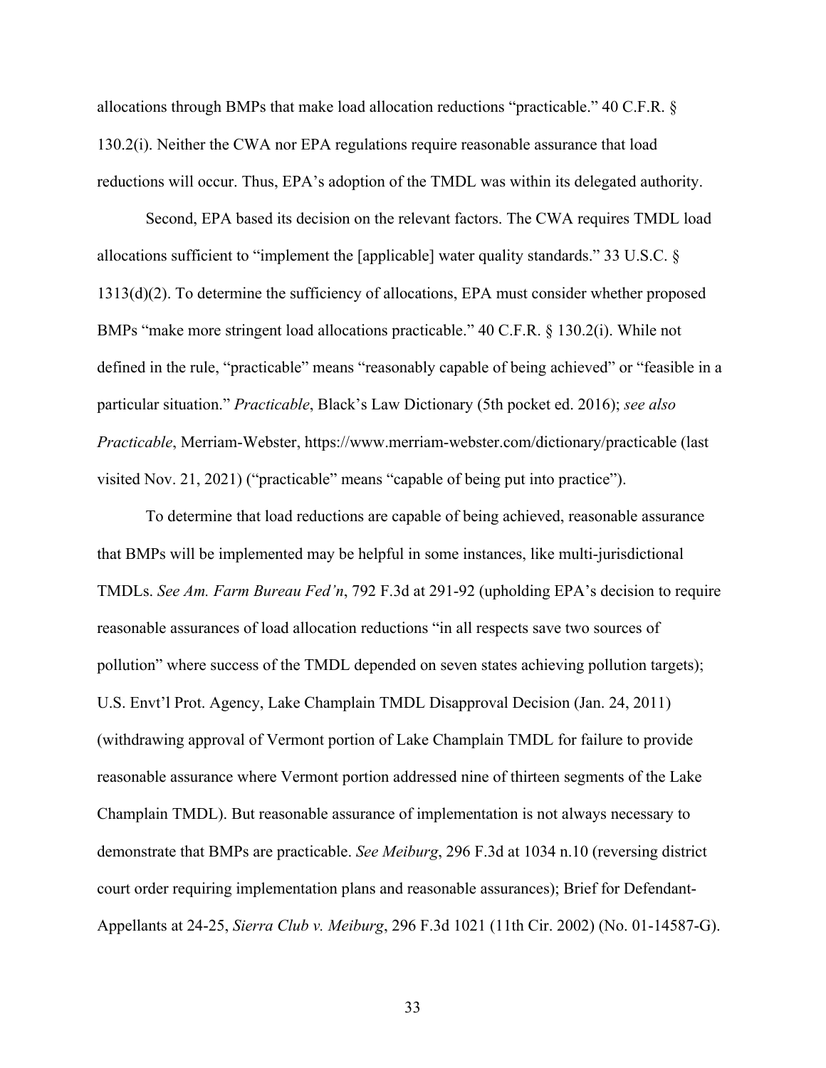allocations through BMPs that make load allocation reductions "practicable." 40 C.F.R. § 130.2(i). Neither the CWA nor EPA regulations require reasonable assurance that load reductions will occur. Thus, EPA's adoption of the TMDL was within its delegated authority.

Second, EPA based its decision on the relevant factors. The CWA requires TMDL load allocations sufficient to "implement the [applicable] water quality standards." 33 U.S.C. § 1313(d)(2). To determine the sufficiency of allocations, EPA must consider whether proposed BMPs "make more stringent load allocations practicable." 40 C.F.R. § 130.2(i). While not defined in the rule, "practicable" means "reasonably capable of being achieved" or "feasible in a particular situation." *Practicable*, Black's Law Dictionary (5th pocket ed. 2016); *see also Practicable*, Merriam-Webster, https://www.merriam-webster.com/dictionary/practicable (last visited Nov. 21, 2021) ("practicable" means "capable of being put into practice").

To determine that load reductions are capable of being achieved, reasonable assurance that BMPs will be implemented may be helpful in some instances, like multi-jurisdictional TMDLs. *See Am. Farm Bureau Fed'n*, 792 F.3d at 291-92 (upholding EPA's decision to require reasonable assurances of load allocation reductions "in all respects save two sources of pollution" where success of the TMDL depended on seven states achieving pollution targets); U.S. Envt'l Prot. Agency, Lake Champlain TMDL Disapproval Decision (Jan. 24, 2011) (withdrawing approval of Vermont portion of Lake Champlain TMDL for failure to provide reasonable assurance where Vermont portion addressed nine of thirteen segments of the Lake Champlain TMDL). But reasonable assurance of implementation is not always necessary to demonstrate that BMPs are practicable. *See Meiburg*, 296 F.3d at 1034 n.10 (reversing district court order requiring implementation plans and reasonable assurances); Brief for Defendant-Appellants at 24-25, *Sierra Club v. Meiburg*, 296 F.3d 1021 (11th Cir. 2002) (No. 01-14587-G).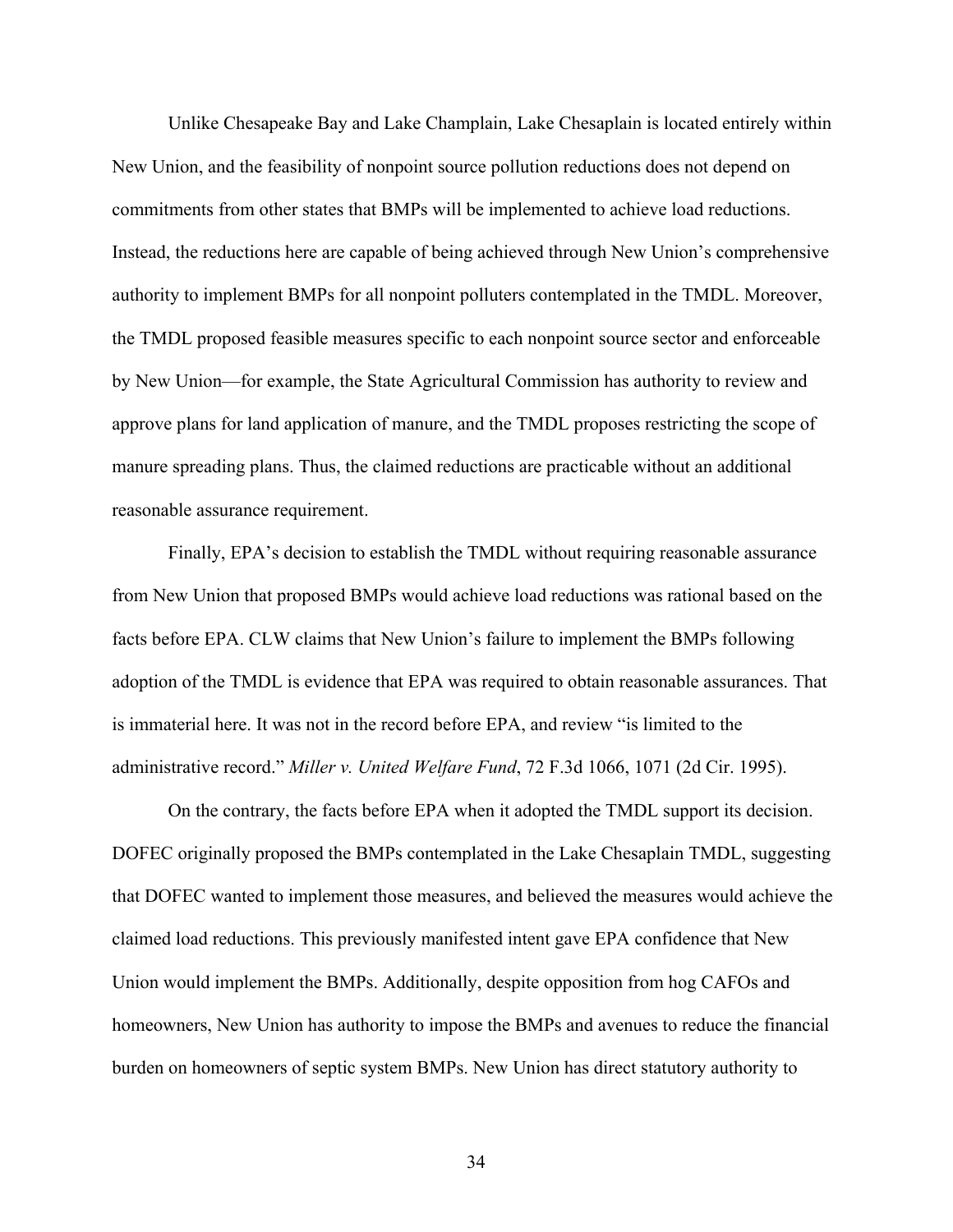Unlike Chesapeake Bay and Lake Champlain, Lake Chesaplain is located entirely within New Union, and the feasibility of nonpoint source pollution reductions does not depend on commitments from other states that BMPs will be implemented to achieve load reductions. Instead, the reductions here are capable of being achieved through New Union's comprehensive authority to implement BMPs for all nonpoint polluters contemplated in the TMDL. Moreover, the TMDL proposed feasible measures specific to each nonpoint source sector and enforceable by New Union—for example, the State Agricultural Commission has authority to review and approve plans for land application of manure, and the TMDL proposes restricting the scope of manure spreading plans. Thus, the claimed reductions are practicable without an additional reasonable assurance requirement.

Finally, EPA's decision to establish the TMDL without requiring reasonable assurance from New Union that proposed BMPs would achieve load reductions was rational based on the facts before EPA. CLW claims that New Union's failure to implement the BMPs following adoption of the TMDL is evidence that EPA was required to obtain reasonable assurances. That is immaterial here. It was not in the record before EPA, and review "is limited to the administrative record." *Miller v. United Welfare Fund*, 72 F.3d 1066, 1071 (2d Cir. 1995).

On the contrary, the facts before EPA when it adopted the TMDL support its decision. DOFEC originally proposed the BMPs contemplated in the Lake Chesaplain TMDL, suggesting that DOFEC wanted to implement those measures, and believed the measures would achieve the claimed load reductions. This previously manifested intent gave EPA confidence that New Union would implement the BMPs. Additionally, despite opposition from hog CAFOs and homeowners, New Union has authority to impose the BMPs and avenues to reduce the financial burden on homeowners of septic system BMPs. New Union has direct statutory authority to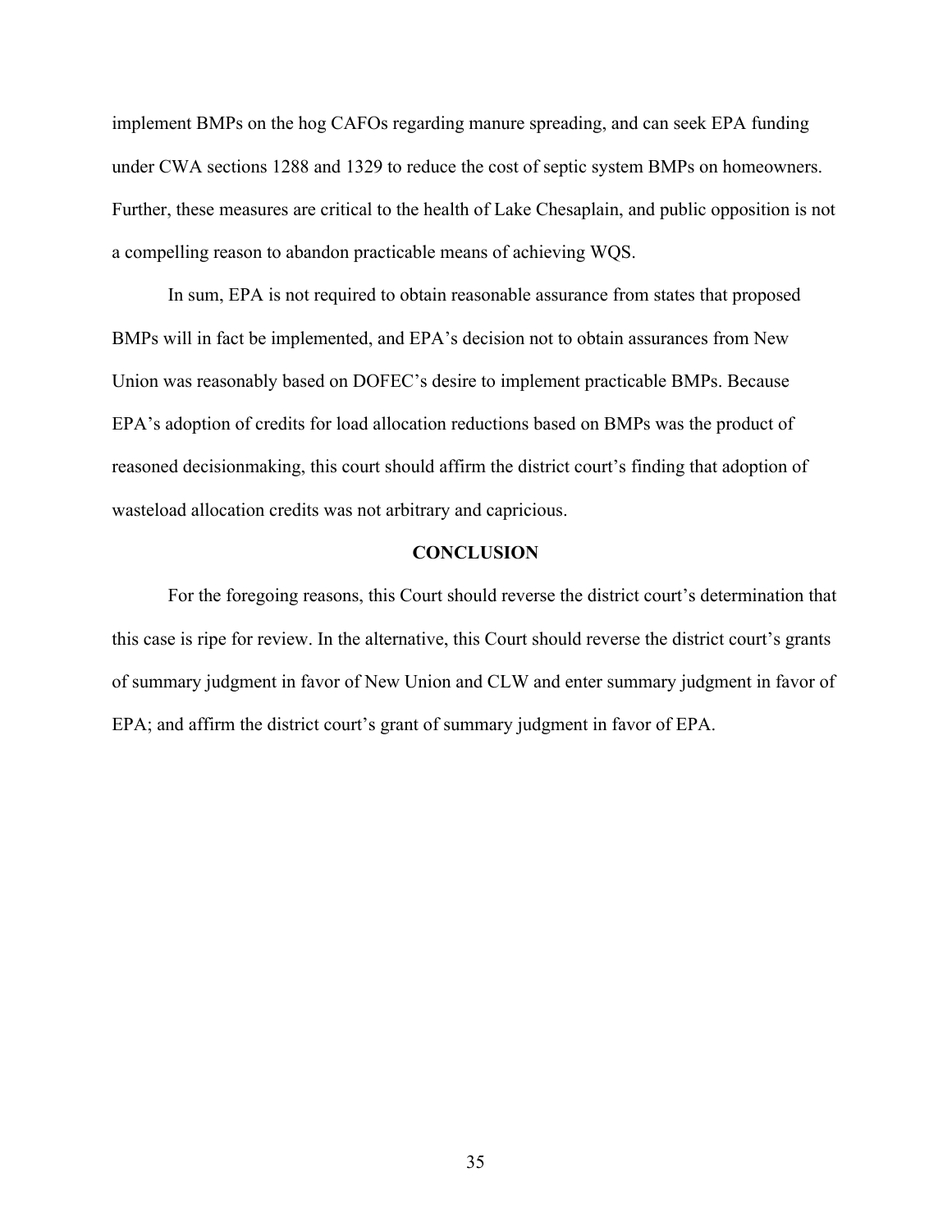implement BMPs on the hog CAFOs regarding manure spreading, and can seek EPA funding under CWA sections 1288 and 1329 to reduce the cost of septic system BMPs on homeowners. Further, these measures are critical to the health of Lake Chesaplain, and public opposition is not a compelling reason to abandon practicable means of achieving WQS.

In sum, EPA is not required to obtain reasonable assurance from states that proposed BMPs will in fact be implemented, and EPA's decision not to obtain assurances from New Union was reasonably based on DOFEC's desire to implement practicable BMPs. Because EPA's adoption of credits for load allocation reductions based on BMPs was the product of reasoned decisionmaking, this court should affirm the district court's finding that adoption of wasteload allocation credits was not arbitrary and capricious.

## CONCLUSION

For the foregoing reasons, this Court should reverse the district court's determination that this case is ripe for review. In the alternative, this Court should reverse the district court's grants of summary judgment in favor of New Union and CLW and enter summary judgment in favor of EPA; and affirm the district court's grant of summary judgment in favor of EPA.